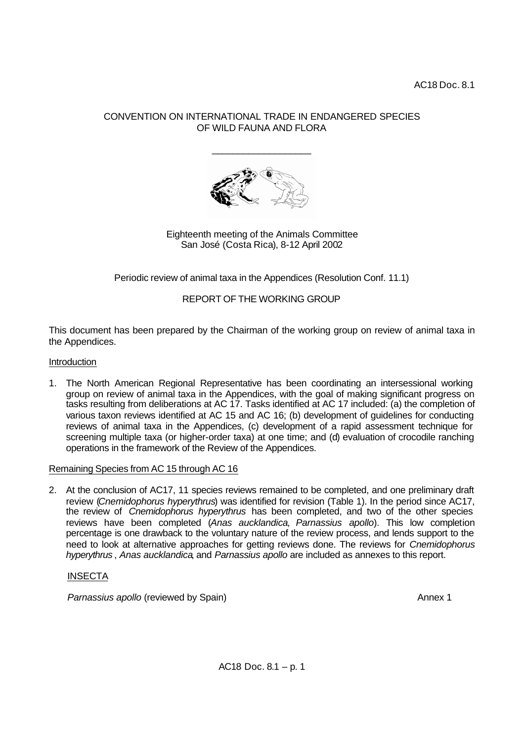AC18 Doc. 8.1

CONVENTION ON INTERNATIONAL TRADE IN ENDANGERED SPECIES OF WILD FAUNA AND FLORA

\_\_\_\_\_\_\_\_\_\_\_\_\_\_\_\_\_\_\_\_

Eighteenth meeting of the Animals Committee
San José (Costa Rica), 8-12 April 2002

Periodic review of animal taxa in the Appendices (Resolution Conf. 11.1)

REPORT OF THE WORKING GROUP

This document has been prepared by the Chairman of the working group on review of animal taxa in the Appendices.

## Introduction

1. The North American Regional Representative has been coordinating an intersessional working group on review of animal taxa in the Appendices, with the goal of making significant progress on tasks resulting from deliberations at AC 17. Tasks identified at AC 17 included: (a) the completion of various taxon reviews identified at AC 15 and AC 16; (b) development of guidelines for conducting reviews of animal taxa in the Appendices, (c) development of a rapid assessment technique for screening multiple taxa (or higher-order taxa) at one time; and (d) evaluation of crocodile ranching operations in the framework of the Review of the Appendices.

## Remaining Species from AC 15 through AC 16

2. At the conclusion of AC17, 11 species reviews remained to be completed, and one preliminary draft review (*Cnemidophorus hyperythrus*) was identified for revision (Table 1). In the period since AC17, the review of *Cnemidophorus hyperythrus* has been completed, and two of the other species reviews have been completed (*Anas aucklandica*, *Parnassius apollo*). This low completion percentage is one drawback to the voluntary nature of the review process, and lends support to the need to look at alternative approaches for getting reviews done. The reviews for *Cnemidophorus hyperythrus*, *Anas aucklandica*, and *Parnassius apollo* are included as annexes to this report.

   INSECTA

   *Parnassius apollo* (reviewed by Spain) Annex 1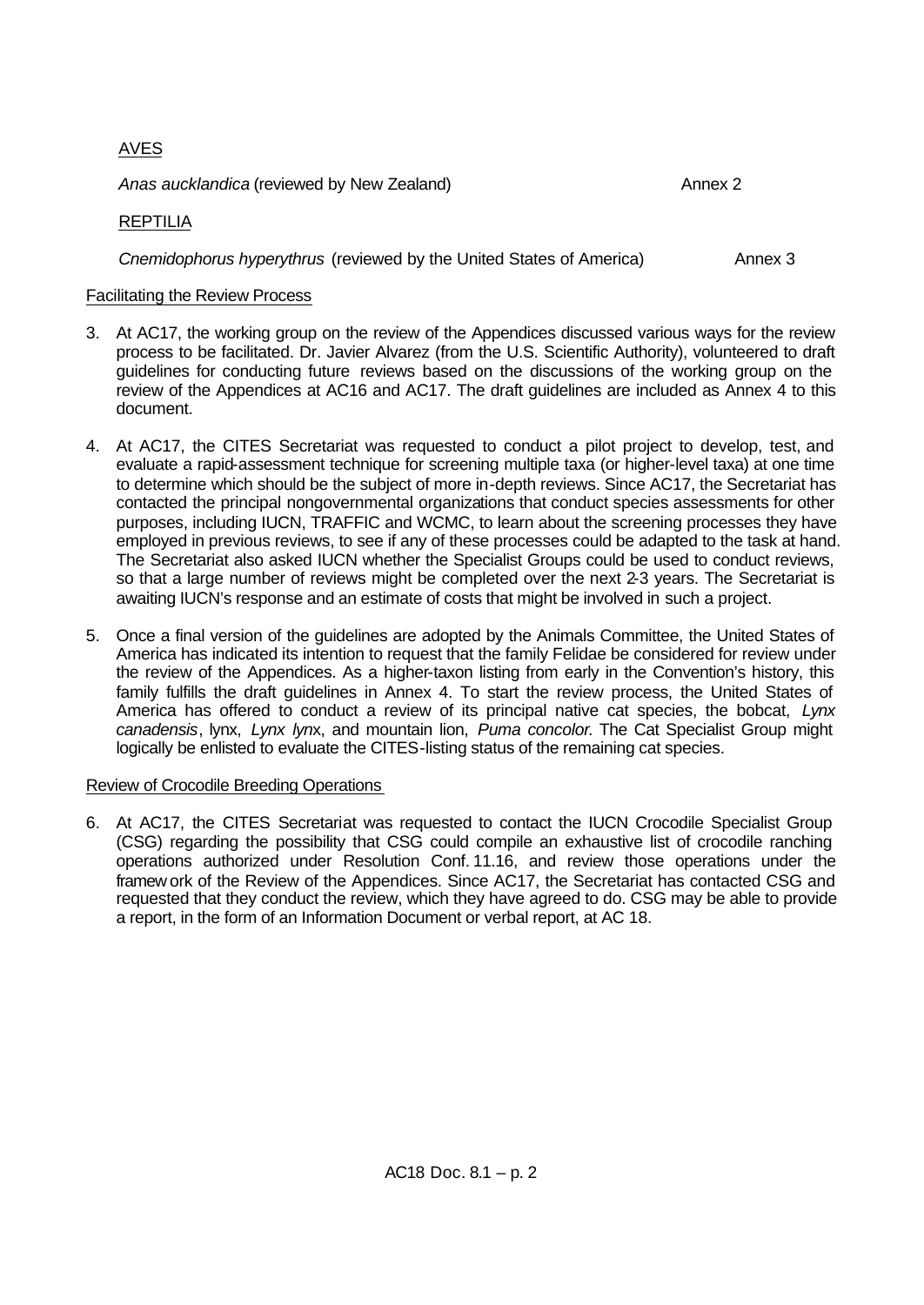AVES

*Anas aucklandica* (reviewed by New Zealand) Annex 2

REPTILIA

*Cnemidophorus hyperythrus* (reviewed by the United States of America) Annex 3

Facilitating the Review Process

3. At AC17, the working group on the review of the Appendices discussed various ways for the review process to be facilitated. Dr. Javier Alvarez (from the U.S. Scientific Authority), volunteered to draft guidelines for conducting future reviews based on the discussions of the working group on the review of the Appendices at AC16 and AC17. The draft guidelines are included as Annex 4 to this document.

4. At AC17, the CITES Secretariat was requested to conduct a pilot project to develop, test, and evaluate a rapid-assessment technique for screening multiple taxa (or higher-level taxa) at one time to determine which should be the subject of more in-depth reviews. Since AC17, the Secretariat has contacted the principal nongovernmental organizations that conduct species assessments for other purposes, including IUCN, TRAFFIC and WCMC, to learn about the screening processes they have employed in previous reviews, to see if any of these processes could be adapted to the task at hand. The Secretariat also asked IUCN whether the Specialist Groups could be used to conduct reviews, so that a large number of reviews might be completed over the next 2-3 years. The Secretariat is awaiting IUCN's response and an estimate of costs that might be involved in such a project.

5. Once a final version of the guidelines are adopted by the Animals Committee, the United States of America has indicated its intention to request that the family Felidae be considered for review under the review of the Appendices. As a higher-taxon listing from early in the Convention's history, this family fulfills the draft guidelines in Annex 4. To start the review process, the United States of America has offered to conduct a review of its principal native cat species, the bobcat, *Lynx canadensis*, lynx, *Lynx lynx*, and mountain lion, *Puma concolor*. The Cat Specialist Group might logically be enlisted to evaluate the CITES-listing status of the remaining cat species.

Review of Crocodile Breeding Operations

6. At AC17, the CITES Secretariat was requested to contact the IUCN Crocodile Specialist Group (CSG) regarding the possibility that CSG could compile an exhaustive list of crocodile ranching operations authorized under Resolution Conf. 11.16, and review those operations under the framework of the Review of the Appendices. Since AC17, the Secretariat has contacted CSG and requested that they conduct the review, which they have agreed to do. CSG may be able to provide a report, in the form of an Information Document or verbal report, at AC 18.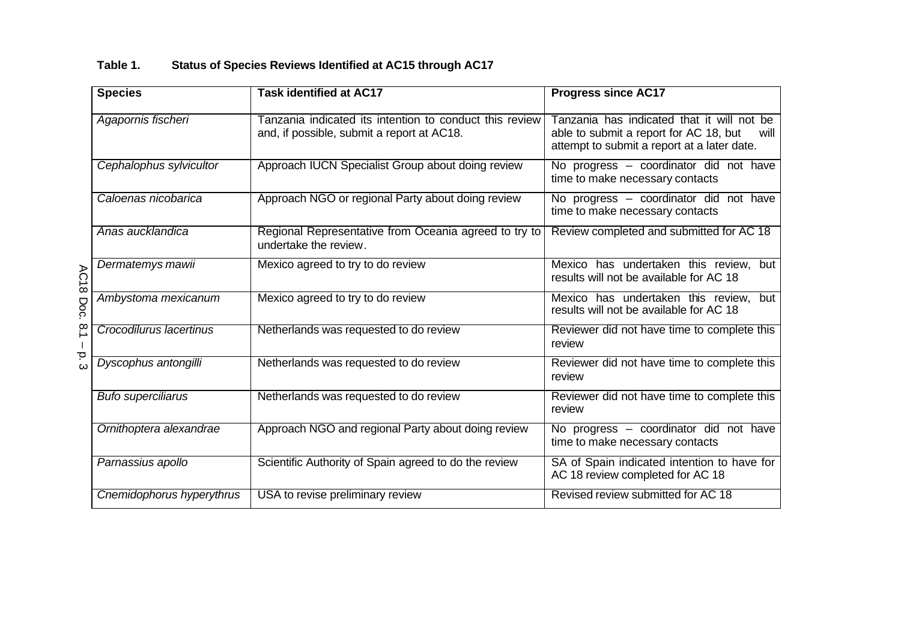**Table 1. Status of Species Reviews Identified at AC15 through AC17**

| Species | Task identified at AC17 | Progress since AC17 |
|---|---|---|
| *Agapornis fischeri* | Tanzania indicated its intention to conduct this review and, if possible, submit a report at AC18. | Tanzania has indicated that it will not be able to submit a report for AC 18, but will attempt to submit a report at a later date. |
| *Cephalophus sylvicultor* | Approach IUCN Specialist Group about doing review | No progress – coordinator did not have time to make necessary contacts |
| *Caloenas nicobarica* | Approach NGO or regional Party about doing review | No progress – coordinator did not have time to make necessary contacts |
| *Anas aucklandica* | Regional Representative from Oceania agreed to try to undertake the review. | Review completed and submitted for AC 18 |
| *Dermatemys mawii* | Mexico agreed to try to do review | Mexico has undertaken this review, but results will not be available for AC 18 |
| *Ambystoma mexicanum* | Mexico agreed to try to do review | Mexico has undertaken this review, but results will not be available for AC 18 |
| *Crocodilurus lacertinus* | Netherlands was requested to do review | Reviewer did not have time to complete this review |
| *Dyscophus antongilli* | Netherlands was requested to do review | Reviewer did not have time to complete this review |
| *Bufo superciliarus* | Netherlands was requested to do review | Reviewer did not have time to complete this review |
| *Ornithoptera alexandrae* | Approach NGO and regional Party about doing review | No progress – coordinator did not have time to make necessary contacts |
| *Parnassius apollo* | Scientific Authority of Spain agreed to do the review | SA of Spain indicated intention to have for AC 18 review completed for AC 18 |
| *Cnemidophorus hyperythrus* | USA to revise preliminary review | Revised review submitted for AC 18 |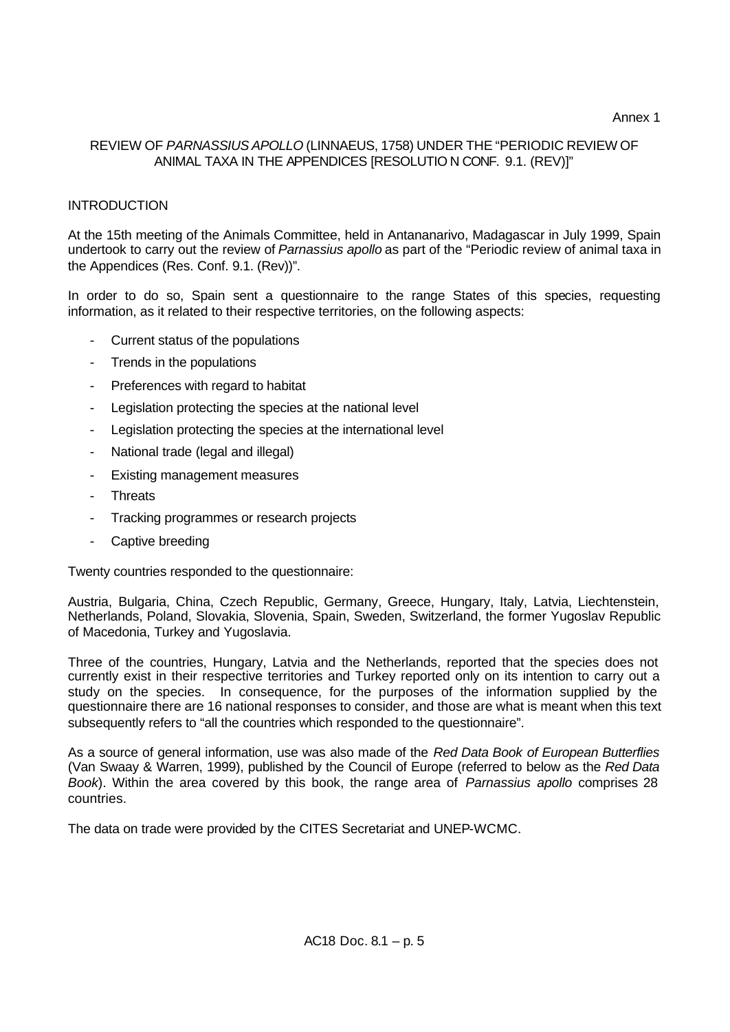Annex 1

# REVIEW OF *PARNASSIUS APOLLO* (LINNAEUS, 1758) UNDER THE "PERIODIC REVIEW OF ANIMAL TAXA IN THE APPENDICES [RESOLUTIO N CONF. 9.1. (REV)]"

## INTRODUCTION

At the 15th meeting of the Animals Committee, held in Antananarivo, Madagascar in July 1999, Spain undertook to carry out the review of *Parnassius apollo* as part of the "Periodic review of animal taxa in the Appendices (Res. Conf. 9.1. (Rev))".

In order to do so, Spain sent a questionnaire to the range States of this species, requesting information, as it related to their respective territories, on the following aspects:

- Current status of the populations
- Trends in the populations
- Preferences with regard to habitat
- Legislation protecting the species at the national level
- Legislation protecting the species at the international level
- National trade (legal and illegal)
- Existing management measures
- Threats
- Tracking programmes or research projects
- Captive breeding

Twenty countries responded to the questionnaire:

Austria, Bulgaria, China, Czech Republic, Germany, Greece, Hungary, Italy, Latvia, Liechtenstein, Netherlands, Poland, Slovakia, Slovenia, Spain, Sweden, Switzerland, the former Yugoslav Republic of Macedonia, Turkey and Yugoslavia.

Three of the countries, Hungary, Latvia and the Netherlands, reported that the species does not currently exist in their respective territories and Turkey reported only on its intention to carry out a study on the species. In consequence, for the purposes of the information supplied by the questionnaire there are 16 national responses to consider, and those are what is meant when this text subsequently refers to "all the countries which responded to the questionnaire".

As a source of general information, use was also made of the *Red Data Book of European Butterflies* (Van Swaay & Warren, 1999), published by the Council of Europe (referred to below as the *Red Data Book*). Within the area covered by this book, the range area of *Parnassius apollo* comprises 28 countries.

The data on trade were provided by the CITES Secretariat and UNEP-WCMC.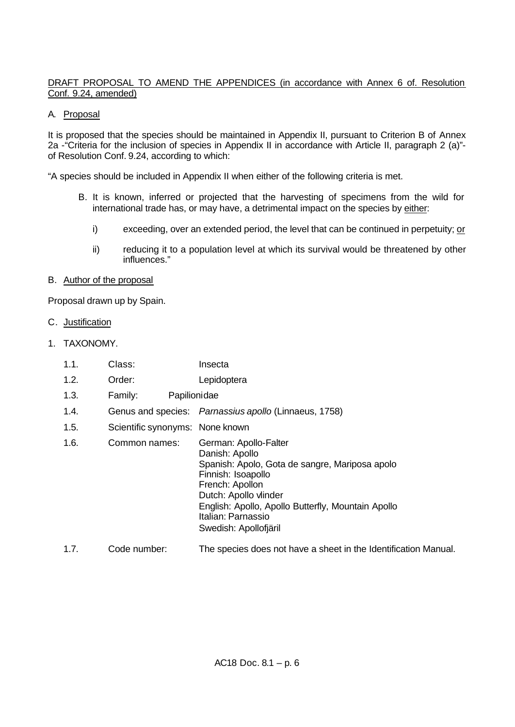DRAFT PROPOSAL TO AMEND THE APPENDICES (in accordance with Annex 6 of. Resolution Conf. 9.24, amended)

A. Proposal

It is proposed that the species should be maintained in Appendix II, pursuant to Criterion B of Annex 2a -"Criteria for the inclusion of species in Appendix II in accordance with Article II, paragraph 2 (a)"- of Resolution Conf. 9.24, according to which:

"A species should be included in Appendix II when either of the following criteria is met.

B. It is known, inferred or projected that the harvesting of specimens from the wild for international trade has, or may have, a detrimental impact on the species by either:

i) exceeding, over an extended period, the level that can be continued in perpetuity; or

ii) reducing it to a population level at which its survival would be threatened by other influences."

B. Author of the proposal

Proposal drawn up by Spain.

C. Justification

1. TAXONOMY.

| | | |
|---|---|---|
| 1.1. | Class: | Insecta |
| 1.2. | Order: | Lepidoptera |
| 1.3. | Family: | Papilionidae |
| 1.4. | Genus and species: | *Parnassius apollo* (Linnaeus, 1758) |
| 1.5. | Scientific synonyms: | None known |
| 1.6. | Common names: | German: Apollo-Falter<br>Danish: Apollo<br>Spanish: Apolo, Gota de sangre, Mariposa apolo<br>Finnish: Isoapollo<br>French: Apollon<br>Dutch: Apollo vlinder<br>English: Apollo, Apollo Butterfly, Mountain Apollo<br>Italian: Parnassio<br>Swedish: Apollofjäril |
| 1.7. | Code number: | The species does not have a sheet in the Identification Manual. |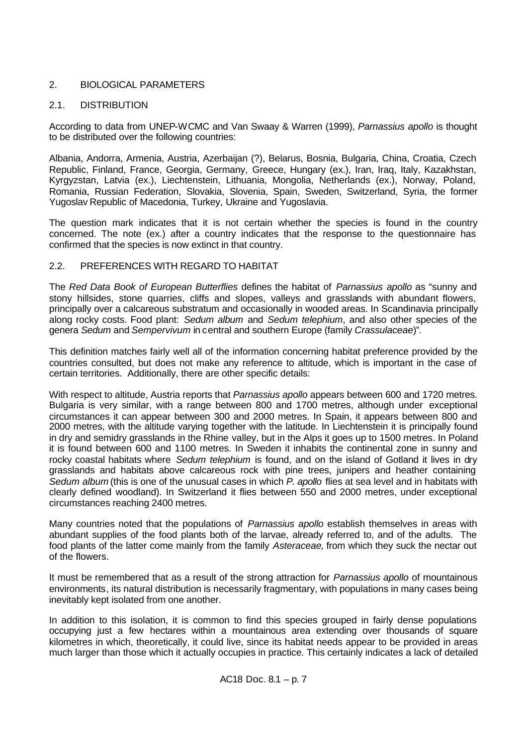## 2. BIOLOGICAL PARAMETERS

### 2.1. DISTRIBUTION

According to data from UNEP-WCMC and Van Swaay & Warren (1999), *Parnassius apollo* is thought to be distributed over the following countries:

Albania, Andorra, Armenia, Austria, Azerbaijan (?), Belarus, Bosnia, Bulgaria, China, Croatia, Czech Republic, Finland, France, Georgia, Germany, Greece, Hungary (ex.), Iran, Iraq, Italy, Kazakhstan, Kyrgyzstan, Latvia (ex.), Liechtenstein, Lithuania, Mongolia, Netherlands (ex.), Norway, Poland, Romania, Russian Federation, Slovakia, Slovenia, Spain, Sweden, Switzerland, Syria, the former Yugoslav Republic of Macedonia, Turkey, Ukraine and Yugoslavia.

The question mark indicates that it is not certain whether the species is found in the country concerned. The note (ex.) after a country indicates that the response to the questionnaire has confirmed that the species is now extinct in that country.

### 2.2. PREFERENCES WITH REGARD TO HABITAT

The *Red Data Book of European Butterflies* defines the habitat of *Parnassius apollo* as "sunny and stony hillsides, stone quarries, cliffs and slopes, valleys and grasslands with abundant flowers, principally over a calcareous substratum and occasionally in wooded areas. In Scandinavia principally along rocky costs. Food plant: *Sedum album* and *Sedum telephium*, and also other species of the genera *Sedum* and *Sempervivum* in central and southern Europe (family *Crassulaceae*)".

This definition matches fairly well all of the information concerning habitat preference provided by the countries consulted, but does not make any reference to altitude, which is important in the case of certain territories. Additionally, there are other specific details:

With respect to altitude, Austria reports that *Parnassius apollo* appears between 600 and 1720 metres. Bulgaria is very similar, with a range between 800 and 1700 metres, although under exceptional circumstances it can appear between 300 and 2000 metres. In Spain, it appears between 800 and 2000 metres, with the altitude varying together with the latitude. In Liechtenstein it is principally found in dry and semidry grasslands in the Rhine valley, but in the Alps it goes up to 1500 metres. In Poland it is found between 600 and 1100 metres. In Sweden it inhabits the continental zone in sunny and rocky coastal habitats where *Sedum telephium* is found, and on the island of Gotland it lives in dry grasslands and habitats above calcareous rock with pine trees, junipers and heather containing *Sedum album* (this is one of the unusual cases in which *P. apollo* flies at sea level and in habitats with clearly defined woodland). In Switzerland it flies between 550 and 2000 metres, under exceptional circumstances reaching 2400 metres.

Many countries noted that the populations of *Parnassius apollo* establish themselves in areas with abundant supplies of the food plants both of the larvae, already referred to, and of the adults. The food plants of the latter come mainly from the family *Asteraceae*, from which they suck the nectar out of the flowers.

It must be remembered that as a result of the strong attraction for *Parnassius apollo* of mountainous environments, its natural distribution is necessarily fragmentary, with populations in many cases being inevitably kept isolated from one another.

In addition to this isolation, it is common to find this species grouped in fairly dense populations occupying just a few hectares within a mountainous area extending over thousands of square kilometres in which, theoretically, it could live, since its habitat needs appear to be provided in areas much larger than those which it actually occupies in practice. This certainly indicates a lack of detailed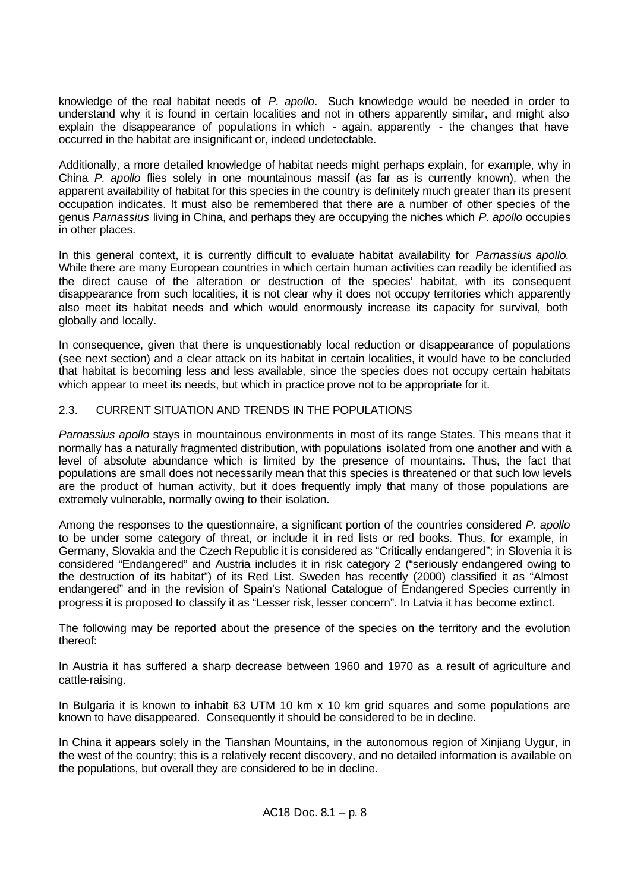knowledge of the real habitat needs of *P. apollo*. Such knowledge would be needed in order to understand why it is found in certain localities and not in others apparently similar, and might also explain the disappearance of populations in which - again, apparently - the changes that have occurred in the habitat are insignificant or, indeed undetectable.

Additionally, a more detailed knowledge of habitat needs might perhaps explain, for example, why in China *P. apollo* flies solely in one mountainous massif (as far as is currently known), when the apparent availability of habitat for this species in the country is definitely much greater than its present occupation indicates. It must also be remembered that there are a number of other species of the genus *Parnassius* living in China, and perhaps they are occupying the niches which *P. apollo* occupies in other places.

In this general context, it is currently difficult to evaluate habitat availability for *Parnassius apollo.* While there are many European countries in which certain human activities can readily be identified as the direct cause of the alteration or destruction of the species' habitat, with its consequent disappearance from such localities, it is not clear why it does not occupy territories which apparently also meet its habitat needs and which would enormously increase its capacity for survival, both globally and locally.

In consequence, given that there is unquestionably local reduction or disappearance of populations (see next section) and a clear attack on its habitat in certain localities, it would have to be concluded that habitat is becoming less and less available, since the species does not occupy certain habitats which appear to meet its needs, but which in practice prove not to be appropriate for it.

## 2.3. CURRENT SITUATION AND TRENDS IN THE POPULATIONS

*Parnassius apollo* stays in mountainous environments in most of its range States. This means that it normally has a naturally fragmented distribution, with populations isolated from one another and with a level of absolute abundance which is limited by the presence of mountains. Thus, the fact that populations are small does not necessarily mean that this species is threatened or that such low levels are the product of human activity, but it does frequently imply that many of those populations are extremely vulnerable, normally owing to their isolation.

Among the responses to the questionnaire, a significant portion of the countries considered *P. apollo* to be under some category of threat, or include it in red lists or red books. Thus, for example, in Germany, Slovakia and the Czech Republic it is considered as "Critically endangered"; in Slovenia it is considered "Endangered" and Austria includes it in risk category 2 ("seriously endangered owing to the destruction of its habitat") of its Red List. Sweden has recently (2000) classified it as "Almost endangered" and in the revision of Spain's National Catalogue of Endangered Species currently in progress it is proposed to classify it as "Lesser risk, lesser concern". In Latvia it has become extinct.

The following may be reported about the presence of the species on the territory and the evolution thereof:

In Austria it has suffered a sharp decrease between 1960 and 1970 as a result of agriculture and cattle-raising.

In Bulgaria it is known to inhabit 63 UTM 10 km x 10 km grid squares and some populations are known to have disappeared. Consequently it should be considered to be in decline.

In China it appears solely in the Tianshan Mountains, in the autonomous region of Xinjiang Uygur, in the west of the country; this is a relatively recent discovery, and no detailed information is available on the populations, but overall they are considered to be in decline.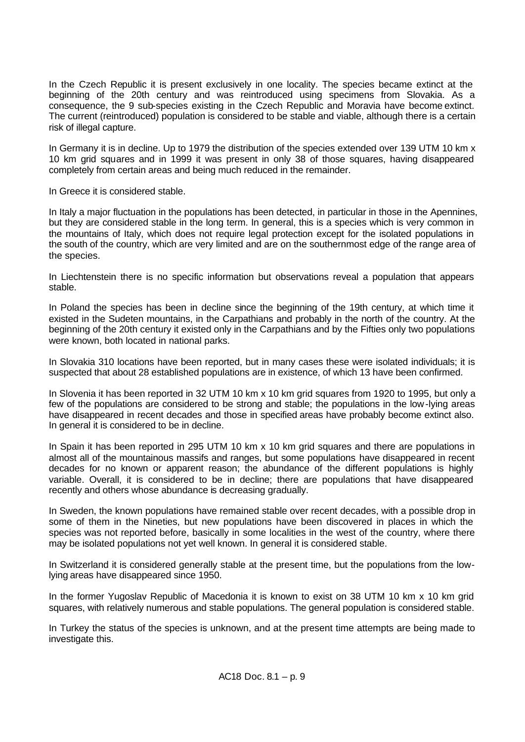In the Czech Republic it is present exclusively in one locality. The species became extinct at the beginning of the 20th century and was reintroduced using specimens from Slovakia. As a consequence, the 9 sub-species existing in the Czech Republic and Moravia have become extinct. The current (reintroduced) population is considered to be stable and viable, although there is a certain risk of illegal capture.

In Germany it is in decline. Up to 1979 the distribution of the species extended over 139 UTM 10 km x 10 km grid squares and in 1999 it was present in only 38 of those squares, having disappeared completely from certain areas and being much reduced in the remainder.

In Greece it is considered stable.

In Italy a major fluctuation in the populations has been detected, in particular in those in the Apennines, but they are considered stable in the long term. In general, this is a species which is very common in the mountains of Italy, which does not require legal protection except for the isolated populations in the south of the country, which are very limited and are on the southernmost edge of the range area of the species.

In Liechtenstein there is no specific information but observations reveal a population that appears stable.

In Poland the species has been in decline since the beginning of the 19th century, at which time it existed in the Sudeten mountains, in the Carpathians and probably in the north of the country. At the beginning of the 20th century it existed only in the Carpathians and by the Fifties only two populations were known, both located in national parks.

In Slovakia 310 locations have been reported, but in many cases these were isolated individuals; it is suspected that about 28 established populations are in existence, of which 13 have been confirmed.

In Slovenia it has been reported in 32 UTM 10 km x 10 km grid squares from 1920 to 1995, but only a few of the populations are considered to be strong and stable; the populations in the low-lying areas have disappeared in recent decades and those in specified areas have probably become extinct also. In general it is considered to be in decline.

In Spain it has been reported in 295 UTM 10 km x 10 km grid squares and there are populations in almost all of the mountainous massifs and ranges, but some populations have disappeared in recent decades for no known or apparent reason; the abundance of the different populations is highly variable. Overall, it is considered to be in decline; there are populations that have disappeared recently and others whose abundance is decreasing gradually.

In Sweden, the known populations have remained stable over recent decades, with a possible drop in some of them in the Nineties, but new populations have been discovered in places in which the species was not reported before, basically in some localities in the west of the country, where there may be isolated populations not yet well known. In general it is considered stable.

In Switzerland it is considered generally stable at the present time, but the populations from the low-lying areas have disappeared since 1950.

In the former Yugoslav Republic of Macedonia it is known to exist on 38 UTM 10 km x 10 km grid squares, with relatively numerous and stable populations. The general population is considered stable.

In Turkey the status of the species is unknown, and at the present time attempts are being made to investigate this.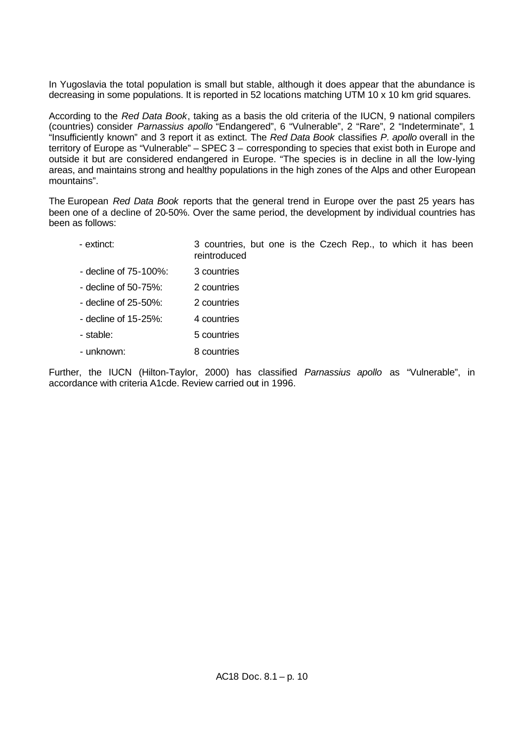In Yugoslavia the total population is small but stable, although it does appear that the abundance is decreasing in some populations. It is reported in 52 locations matching UTM 10 x 10 km grid squares.

According to the *Red Data Book*, taking as a basis the old criteria of the IUCN, 9 national compilers (countries) consider *Parnassius apollo* "Endangered", 6 "Vulnerable", 2 "Rare", 2 "Indeterminate", 1 "Insufficiently known" and 3 report it as extinct. The *Red Data Book* classifies *P. apollo* overall in the territory of Europe as "Vulnerable" – SPEC 3 – corresponding to species that exist both in Europe and outside it but are considered endangered in Europe. "The species is in decline in all the low-lying areas, and maintains strong and healthy populations in the high zones of the Alps and other European mountains".

The European *Red Data Book* reports that the general trend in Europe over the past 25 years has been one of a decline of 20-50%. Over the same period, the development by individual countries has been as follows:

| | |
|---|---|
| - extinct: | 3 countries, but one is the Czech Rep., to which it has been reintroduced |
| - decline of 75-100%: | 3 countries |
| - decline of 50-75%: | 2 countries |
| - decline of 25-50%: | 2 countries |
| - decline of 15-25%: | 4 countries |
| - stable: | 5 countries |
| - unknown: | 8 countries |

Further, the IUCN (Hilton-Taylor, 2000) has classified *Parnassius apollo* as "Vulnerable", in accordance with criteria A1cde. Review carried out in 1996.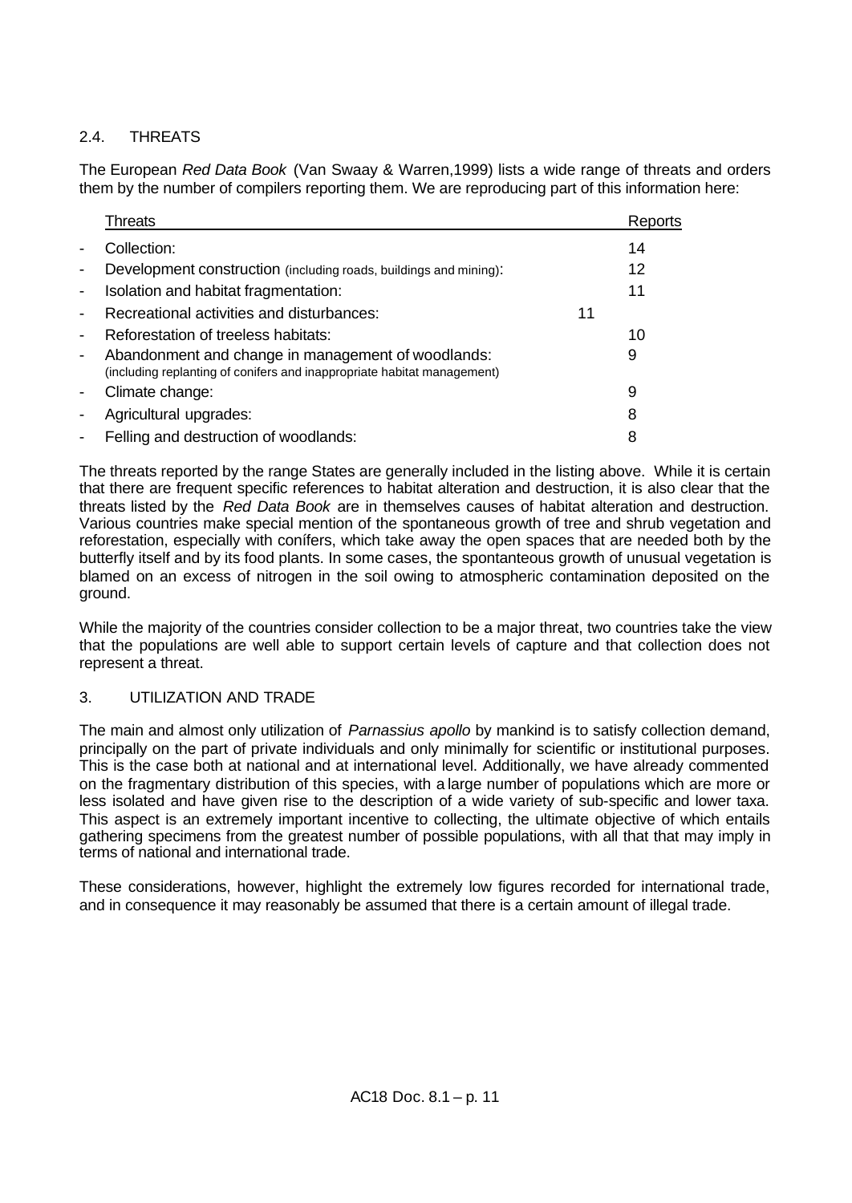## 2.4. THREATS

The European *Red Data Book* (Van Swaay & Warren,1999) lists a wide range of threats and orders them by the number of compilers reporting them. We are reproducing part of this information here:

| Threats | Reports |
|---|---|
| - Collection: | 14 |
| - Development construction (including roads, buildings and mining): | 12 |
| - Isolation and habitat fragmentation: | 11 |
| - Recreational activities and disturbances: | 11 |
| - Reforestation of treeless habitats: | 10 |
| - Abandonment and change in management of woodlands: (including replanting of conifers and inappropriate habitat management) | 9 |
| - Climate change: | 9 |
| - Agricultural upgrades: | 8 |
| - Felling and destruction of woodlands: | 8 |

The threats reported by the range States are generally included in the listing above. While it is certain that there are frequent specific references to habitat alteration and destruction, it is also clear that the threats listed by the *Red Data Book* are in themselves causes of habitat alteration and destruction. Various countries make special mention of the spontaneous growth of tree and shrub vegetation and reforestation, especially with conífers, which take away the open spaces that are needed both by the butterfly itself and by its food plants. In some cases, the spontanteous growth of unusual vegetation is blamed on an excess of nitrogen in the soil owing to atmospheric contamination deposited on the ground.

While the majority of the countries consider collection to be a major threat, two countries take the view that the populations are well able to support certain levels of capture and that collection does not represent a threat.

## 3. UTILIZATION AND TRADE

The main and almost only utilization of *Parnassius apollo* by mankind is to satisfy collection demand, principally on the part of private individuals and only minimally for scientific or institutional purposes. This is the case both at national and at international level. Additionally, we have already commented on the fragmentary distribution of this species, with a large number of populations which are more or less isolated and have given rise to the description of a wide variety of sub-specific and lower taxa. This aspect is an extremely important incentive to collecting, the ultimate objective of which entails gathering specimens from the greatest number of possible populations, with all that that may imply in terms of national and international trade.

These considerations, however, highlight the extremely low figures recorded for international trade, and in consequence it may reasonably be assumed that there is a certain amount of illegal trade.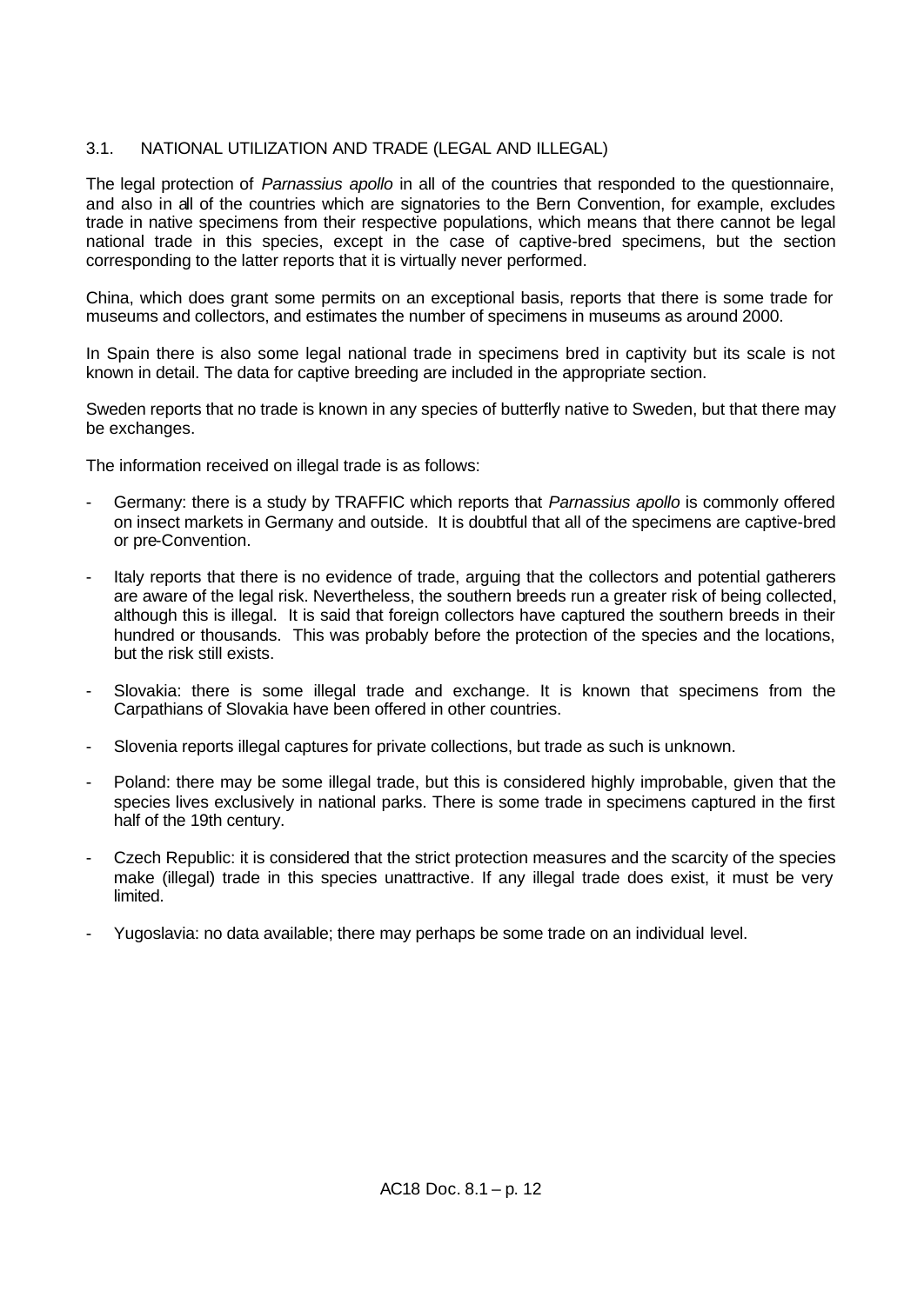## 3.1. NATIONAL UTILIZATION AND TRADE (LEGAL AND ILLEGAL)

The legal protection of *Parnassius apollo* in all of the countries that responded to the questionnaire, and also in all of the countries which are signatories to the Bern Convention, for example, excludes trade in native specimens from their respective populations, which means that there cannot be legal national trade in this species, except in the case of captive-bred specimens, but the section corresponding to the latter reports that it is virtually never performed.

China, which does grant some permits on an exceptional basis, reports that there is some trade for museums and collectors, and estimates the number of specimens in museums as around 2000.

In Spain there is also some legal national trade in specimens bred in captivity but its scale is not known in detail. The data for captive breeding are included in the appropriate section.

Sweden reports that no trade is known in any species of butterfly native to Sweden, but that there may be exchanges.

The information received on illegal trade is as follows:

- Germany: there is a study by TRAFFIC which reports that *Parnassius apollo* is commonly offered on insect markets in Germany and outside. It is doubtful that all of the specimens are captive-bred or pre-Convention.
- Italy reports that there is no evidence of trade, arguing that the collectors and potential gatherers are aware of the legal risk. Nevertheless, the southern breeds run a greater risk of being collected, although this is illegal. It is said that foreign collectors have captured the southern breeds in their hundred or thousands. This was probably before the protection of the species and the locations, but the risk still exists.
- Slovakia: there is some illegal trade and exchange. It is known that specimens from the Carpathians of Slovakia have been offered in other countries.
- Slovenia reports illegal captures for private collections, but trade as such is unknown.
- Poland: there may be some illegal trade, but this is considered highly improbable, given that the species lives exclusively in national parks. There is some trade in specimens captured in the first half of the 19th century.
- Czech Republic: it is considered that the strict protection measures and the scarcity of the species make (illegal) trade in this species unattractive. If any illegal trade does exist, it must be very limited.
- Yugoslavia: no data available; there may perhaps be some trade on an individual level.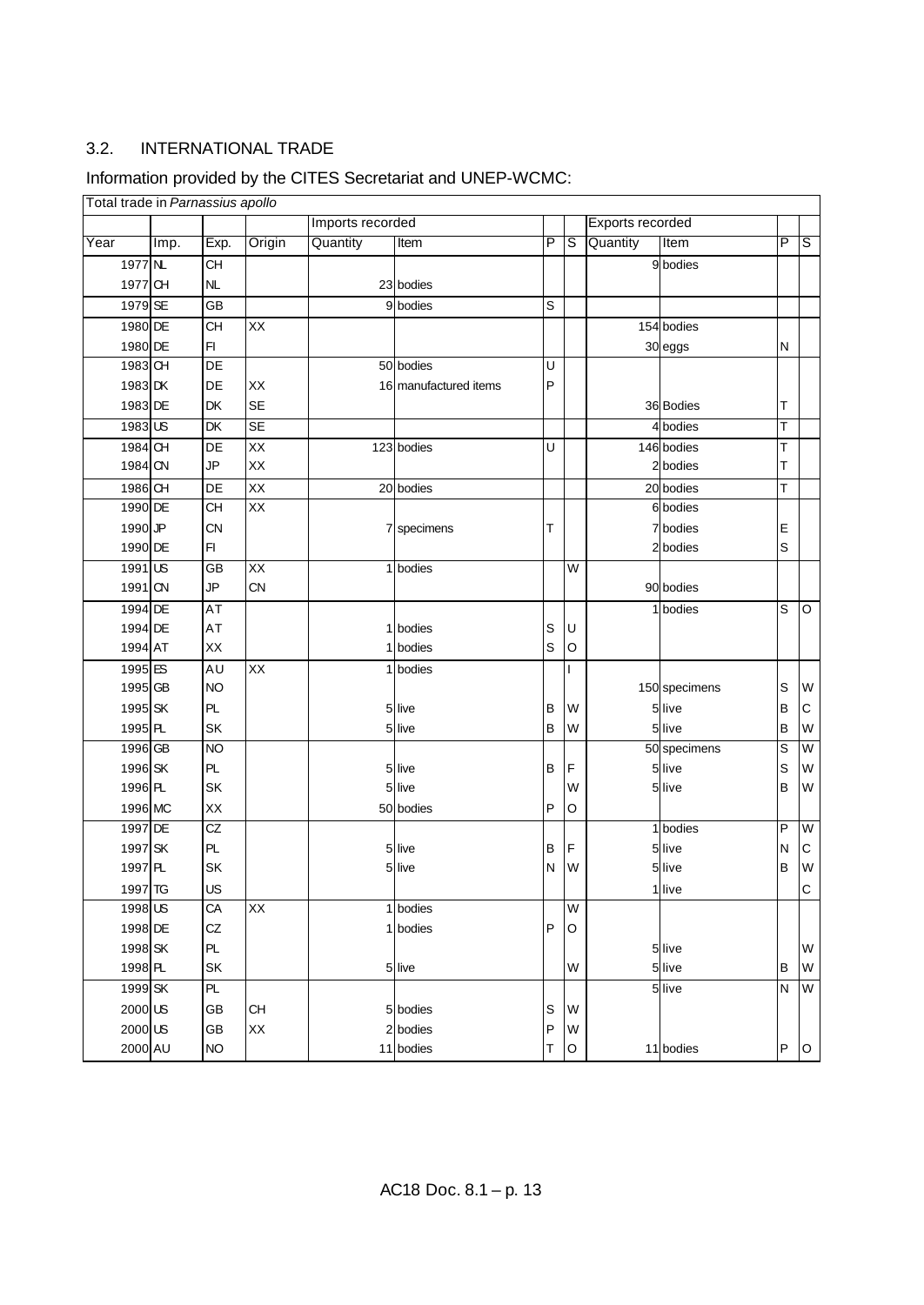## 3.2. INTERNATIONAL TRADE

Information provided by the CITES Secretariat and UNEP-WCMC:

Total trade in *Parnassius apollo*

| Year | Imp. | Exp. | Origin | Imports recorded | | | | Exports recorded | | | |
|---|---|---|---|---|---|---|---|---|---|---|---|
| | | | | Quantity | Item | P | S | Quantity | Item | P | S |
| 1977 | NL | CH | | | | | | 9 | bodies | | |
| 1977 | CH | NL | | 23 | bodies | | | | | | |
| 1979 | SE | GB | | 9 | bodies | S | | | | | |
| 1980 | DE | CH | XX | | | | | 154 | bodies | | |
| 1980 | DE | FI | | | | | | 30 | eggs | N | |
| 1983 | CH | DE | | 50 | bodies | U | | | | | |
| 1983 | DK | DE | XX | 16 | manufactured items | P | | | | | |
| 1983 | DE | DK | SE | | | | | 36 | Bodies | T | |
| 1983 | US | DK | SE | | | | | 4 | bodies | T | |
| 1984 | CH | DE | XX | 123 | bodies | U | | 146 | bodies | T | |
| 1984 | CN | JP | XX | | | | | 2 | bodies | T | |
| 1986 | CH | DE | XX | 20 | bodies | | | 20 | bodies | T | |
| 1990 | DE | CH | XX | | | | | 6 | bodies | | |
| 1990 | JP | CN | | 7 | specimens | T | | 7 | bodies | E | |
| 1990 | DE | FI | | | | | | 2 | bodies | S | |
| 1991 | US | GB | XX | 1 | bodies | | W | | | | |
| 1991 | CN | JP | CN | | | | | 90 | bodies | | |
| 1994 | DE | AT | | | | | | 1 | bodies | S | O |
| 1994 | DE | AT | | 1 | bodies | S | U | | | | |
| 1994 | AT | XX | | 1 | bodies | S | O | | | | |
| 1995 | ES | AU | XX | 1 | bodies | | I | | | | |
| 1995 | GB | NO | | | | | | 150 | specimens | S | W |
| 1995 | SK | PL | | 5 | live | B | W | 5 | live | B | C |
| 1995 | PL | SK | | 5 | live | B | W | 5 | live | B | W |
| 1996 | GB | NO | | | | | | 50 | specimens | S | W |
| 1996 | SK | PL | | 5 | live | B | F | 5 | live | S | W |
| 1996 | PL | SK | | 5 | live | | W | 5 | live | B | W |
| 1996 | MC | XX | | 50 | bodies | P | O | | | | |
| 1997 | DE | CZ | | | | | | 1 | bodies | P | W |
| 1997 | SK | PL | | 5 | live | B | F | 5 | live | N | C |
| 1997 | PL | SK | | 5 | live | N | W | 5 | live | B | W |
| 1997 | TG | US | | | | | | 1 | live | | C |
| 1998 | US | CA | XX | 1 | bodies | | W | | | | |
| 1998 | DE | CZ | | 1 | bodies | P | O | | | | |
| 1998 | SK | PL | | | | | | 5 | live | | W |
| 1998 | PL | SK | | 5 | live | | W | 5 | live | B | W |
| 1999 | SK | PL | | | | | | 5 | live | N | W |
| 2000 | US | GB | CH | 5 | bodies | S | W | | | | |
| 2000 | US | GB | XX | 2 | bodies | P | W | | | | |
| 2000 | AU | NO | | 11 | bodies | T | O | 11 | bodies | P | O |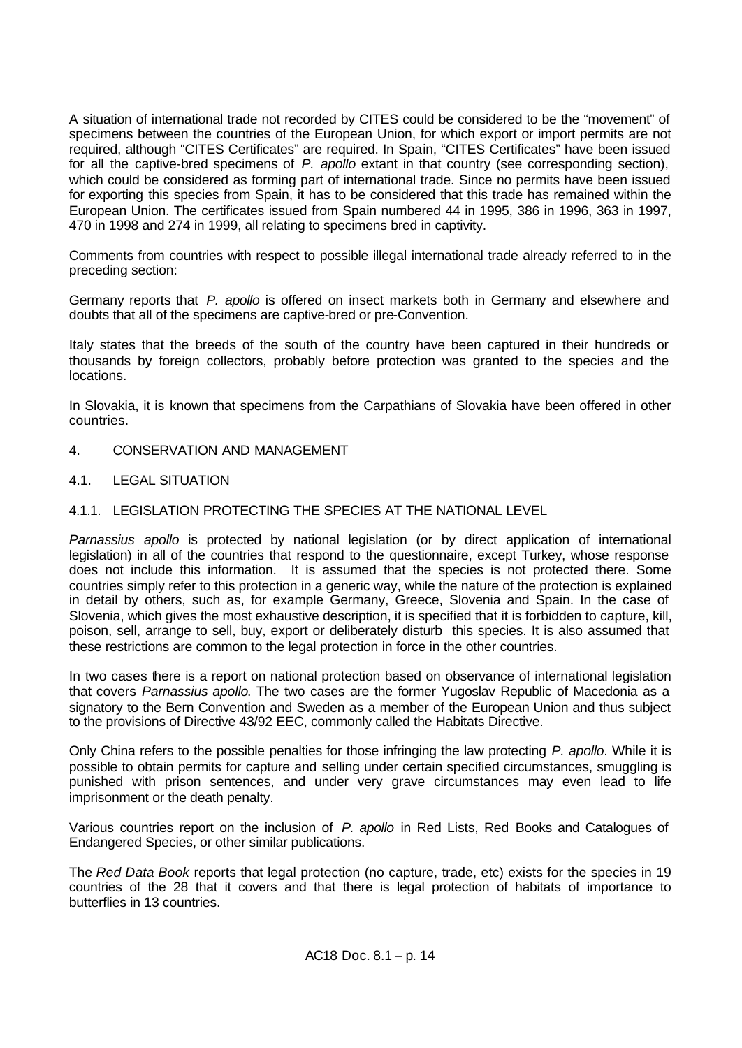A situation of international trade not recorded by CITES could be considered to be the "movement" of specimens between the countries of the European Union, for which export or import permits are not required, although "CITES Certificates" are required. In Spain, "CITES Certificates" have been issued for all the captive-bred specimens of *P. apollo* extant in that country (see corresponding section), which could be considered as forming part of international trade. Since no permits have been issued for exporting this species from Spain, it has to be considered that this trade has remained within the European Union. The certificates issued from Spain numbered 44 in 1995, 386 in 1996, 363 in 1997, 470 in 1998 and 274 in 1999, all relating to specimens bred in captivity.

Comments from countries with respect to possible illegal international trade already referred to in the preceding section:

Germany reports that *P. apollo* is offered on insect markets both in Germany and elsewhere and doubts that all of the specimens are captive-bred or pre-Convention.

Italy states that the breeds of the south of the country have been captured in their hundreds or thousands by foreign collectors, probably before protection was granted to the species and the locations.

In Slovakia, it is known that specimens from the Carpathians of Slovakia have been offered in other countries.

## 4. CONSERVATION AND MANAGEMENT

### 4.1. LEGAL SITUATION

#### 4.1.1. LEGISLATION PROTECTING THE SPECIES AT THE NATIONAL LEVEL

*Parnassius apollo* is protected by national legislation (or by direct application of international legislation) in all of the countries that respond to the questionnaire, except Turkey, whose response does not include this information. It is assumed that the species is not protected there. Some countries simply refer to this protection in a generic way, while the nature of the protection is explained in detail by others, such as, for example Germany, Greece, Slovenia and Spain. In the case of Slovenia, which gives the most exhaustive description, it is specified that it is forbidden to capture, kill, poison, sell, arrange to sell, buy, export or deliberately disturb this species. It is also assumed that these restrictions are common to the legal protection in force in the other countries.

In two cases there is a report on national protection based on observance of international legislation that covers *Parnassius apollo*. The two cases are the former Yugoslav Republic of Macedonia as a signatory to the Bern Convention and Sweden as a member of the European Union and thus subject to the provisions of Directive 43/92 EEC, commonly called the Habitats Directive.

Only China refers to the possible penalties for those infringing the law protecting *P. apollo*. While it is possible to obtain permits for capture and selling under certain specified circumstances, smuggling is punished with prison sentences, and under very grave circumstances may even lead to life imprisonment or the death penalty.

Various countries report on the inclusion of *P. apollo* in Red Lists, Red Books and Catalogues of Endangered Species, or other similar publications.

The *Red Data Book* reports that legal protection (no capture, trade, etc) exists for the species in 19 countries of the 28 that it covers and that there is legal protection of habitats of importance to butterflies in 13 countries.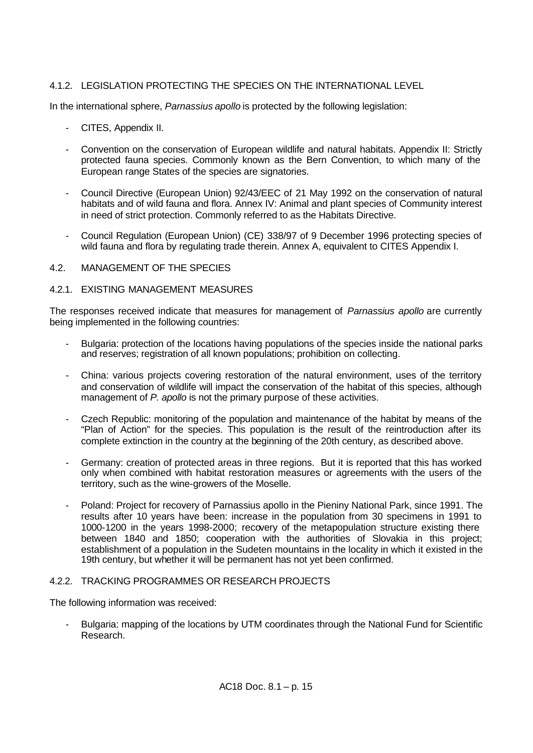#### 4.1.2. LEGISLATION PROTECTING THE SPECIES ON THE INTERNATIONAL LEVEL

In the international sphere, *Parnassius apollo* is protected by the following legislation:

- CITES, Appendix II.
- Convention on the conservation of European wildlife and natural habitats. Appendix II: Strictly protected fauna species. Commonly known as the Bern Convention, to which many of the European range States of the species are signatories.
- Council Directive (European Union) 92/43/EEC of 21 May 1992 on the conservation of natural habitats and of wild fauna and flora. Annex IV: Animal and plant species of Community interest in need of strict protection. Commonly referred to as the Habitats Directive.
- Council Regulation (European Union) (CE) 338/97 of 9 December 1996 protecting species of wild fauna and flora by regulating trade therein. Annex A, equivalent to CITES Appendix I.

### 4.2. MANAGEMENT OF THE SPECIES

#### 4.2.1. EXISTING MANAGEMENT MEASURES

The responses received indicate that measures for management of *Parnassius apollo* are currently being implemented in the following countries:

- Bulgaria: protection of the locations having populations of the species inside the national parks and reserves; registration of all known populations; prohibition on collecting.
- China: various projects covering restoration of the natural environment, uses of the territory and conservation of wildlife will impact the conservation of the habitat of this species, although management of *P. apollo* is not the primary purpose of these activities.
- Czech Republic: monitoring of the population and maintenance of the habitat by means of the "Plan of Action" for the species. This population is the result of the reintroduction after its complete extinction in the country at the beginning of the 20th century, as described above.
- Germany: creation of protected areas in three regions. But it is reported that this has worked only when combined with habitat restoration measures or agreements with the users of the territory, such as the wine-growers of the Moselle.
- Poland: Project for recovery of Parnassius apollo in the Pieniny National Park, since 1991. The results after 10 years have been: increase in the population from 30 specimens in 1991 to 1000-1200 in the years 1998-2000; recovery of the metapopulation structure existing there between 1840 and 1850; cooperation with the authorities of Slovakia in this project; establishment of a population in the Sudeten mountains in the locality in which it existed in the 19th century, but whether it will be permanent has not yet been confirmed.

#### 4.2.2. TRACKING PROGRAMMES OR RESEARCH PROJECTS

The following information was received:

- Bulgaria: mapping of the locations by UTM coordinates through the National Fund for Scientific Research.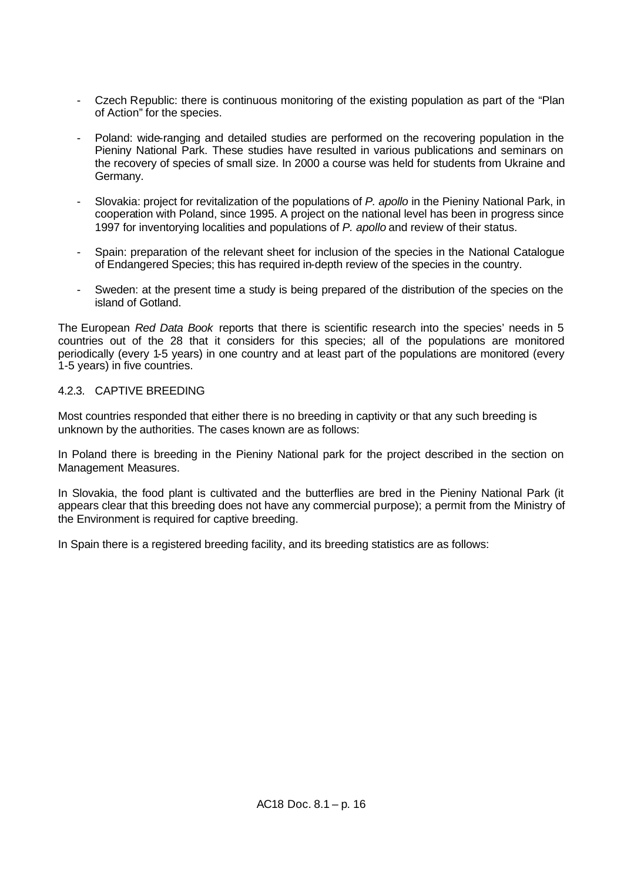- Czech Republic: there is continuous monitoring of the existing population as part of the "Plan of Action" for the species.

- Poland: wide-ranging and detailed studies are performed on the recovering population in the Pieniny National Park. These studies have resulted in various publications and seminars on the recovery of species of small size. In 2000 a course was held for students from Ukraine and Germany.

- Slovakia: project for revitalization of the populations of *P. apollo* in the Pieniny National Park, in cooperation with Poland, since 1995. A project on the national level has been in progress since 1997 for inventorying localities and populations of *P. apollo* and review of their status.

- Spain: preparation of the relevant sheet for inclusion of the species in the National Catalogue of Endangered Species; this has required in-depth review of the species in the country.

- Sweden: at the present time a study is being prepared of the distribution of the species on the island of Gotland.

The European *Red Data Book* reports that there is scientific research into the species' needs in 5 countries out of the 28 that it considers for this species; all of the populations are monitored periodically (every 1-5 years) in one country and at least part of the populations are monitored (every 1-5 years) in five countries.

#### 4.2.3. CAPTIVE BREEDING

Most countries responded that either there is no breeding in captivity or that any such breeding is unknown by the authorities. The cases known are as follows:

In Poland there is breeding in the Pieniny National park for the project described in the section on Management Measures.

In Slovakia, the food plant is cultivated and the butterflies are bred in the Pieniny National Park (it appears clear that this breeding does not have any commercial purpose); a permit from the Ministry of the Environment is required for captive breeding.

In Spain there is a registered breeding facility, and its breeding statistics are as follows: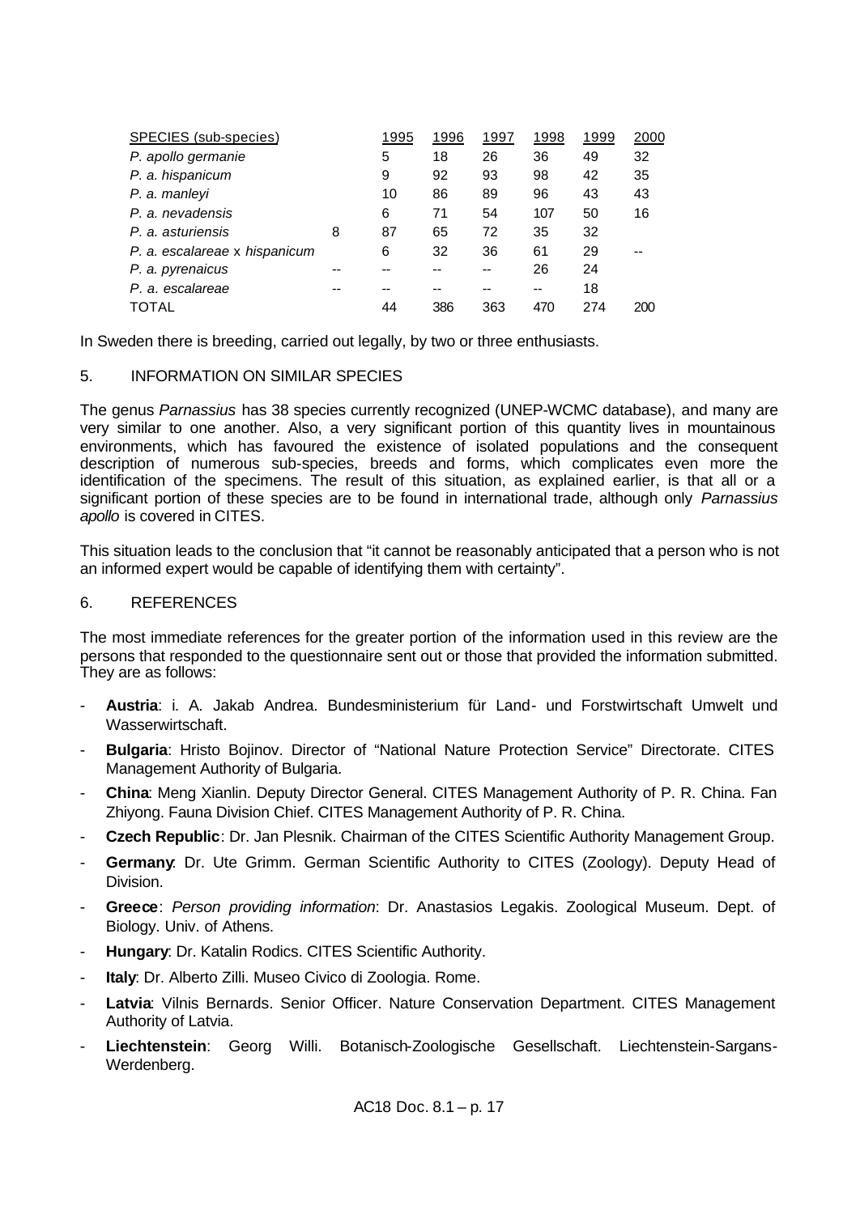| SPECIES (sub-species) | | 1995 | 1996 | 1997 | 1998 | 1999 | 2000 |
|---|---|---|---|---|---|---|---|
| *P. apollo germanie* | | 5 | 18 | 26 | 36 | 49 | 32 |
| *P. a. hispanicum* | | 9 | 92 | 93 | 98 | 42 | 35 |
| *P. a. manleyi* | | 10 | 86 | 89 | 96 | 43 | 43 |
| *P. a. nevadensis* | | 6 | 71 | 54 | 107 | 50 | 16 |
| *P. a. asturiensis* | 8 | 87 | 65 | 72 | 35 | 32 | |
| *P. a. escalareae* x *hispanicum* | | 6 | 32 | 36 | 61 | 29 | -- |
| *P. a. pyrenaicus* | -- | -- | -- | -- | 26 | 24 | |
| *P. a. escalareae* | -- | -- | -- | -- | -- | 18 | |
| TOTAL | | 44 | 386 | 363 | 470 | 274 | 200 |

In Sweden there is breeding, carried out legally, by two or three enthusiasts.

## 5. INFORMATION ON SIMILAR SPECIES

The genus *Parnassius* has 38 species currently recognized (UNEP-WCMC database), and many are very similar to one another. Also, a very significant portion of this quantity lives in mountainous environments, which has favoured the existence of isolated populations and the consequent description of numerous sub-species, breeds and forms, which complicates even more the identification of the specimens. The result of this situation, as explained earlier, is that all or a significant portion of these species are to be found in international trade, although only *Parnassius apollo* is covered in CITES.

This situation leads to the conclusion that "it cannot be reasonably anticipated that a person who is not an informed expert would be capable of identifying them with certainty".

## 6. REFERENCES

The most immediate references for the greater portion of the information used in this review are the persons that responded to the questionnaire sent out or those that provided the information submitted. They are as follows:

- **Austria**: i. A. Jakab Andrea. Bundesministerium für Land- und Forstwirtschaft Umwelt und Wasserwirtschaft.
- **Bulgaria**: Hristo Bojinov. Director of "National Nature Protection Service" Directorate. CITES Management Authority of Bulgaria.
- **China**: Meng Xianlin. Deputy Director General. CITES Management Authority of P. R. China. Fan Zhiyong. Fauna Division Chief. CITES Management Authority of P. R. China.
- **Czech Republic**: Dr. Jan Plesnik. Chairman of the CITES Scientific Authority Management Group.
- **Germany**: Dr. Ute Grimm. German Scientific Authority to CITES (Zoology). Deputy Head of Division.
- **Greece**: *Person providing information*: Dr. Anastasios Legakis. Zoological Museum. Dept. of Biology. Univ. of Athens.
- **Hungary**: Dr. Katalin Rodics. CITES Scientific Authority.
- **Italy**: Dr. Alberto Zilli. Museo Civico di Zoologia. Rome.
- **Latvia**: Vilnis Bernards. Senior Officer. Nature Conservation Department. CITES Management Authority of Latvia.
- **Liechtenstein**: Georg Willi. Botanisch-Zoologische Gesellschaft. Liechtenstein-Sargans-Werdenberg.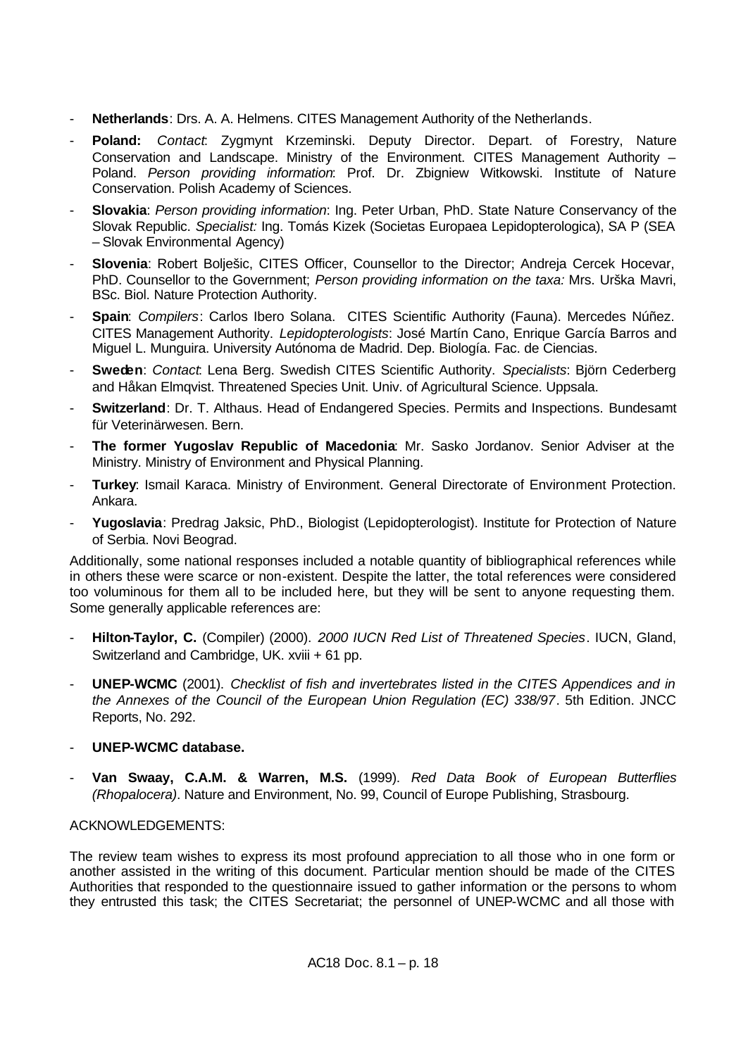- **Netherlands**: Drs. A. A. Helmens. CITES Management Authority of the Netherlands.
- **Poland:** *Contact*: Zygmynt Krzeminski. Deputy Director. Depart. of Forestry, Nature Conservation and Landscape. Ministry of the Environment. CITES Management Authority – Poland. *Person providing information*: Prof. Dr. Zbigniew Witkowski. Institute of Nature Conservation. Polish Academy of Sciences.
- **Slovakia**: *Person providing information*: Ing. Peter Urban, PhD. State Nature Conservancy of the Slovak Republic. *Specialist:* Ing. Tomás Kizek (Societas Europaea Lepidopterologica), SA P (SEA – Slovak Environmental Agency)
- **Slovenia**: Robert Bolješic, CITES Officer, Counsellor to the Director; Andreja Cercek Hocevar, PhD. Counsellor to the Government; *Person providing information on the taxa:* Mrs. Urška Mavri, BSc. Biol. Nature Protection Authority.
- **Spain**: *Compilers*: Carlos Ibero Solana. CITES Scientific Authority (Fauna). Mercedes Núñez. CITES Management Authority. *Lepidopterologists*: José Martín Cano, Enrique García Barros and Miguel L. Munguira. University Autónoma de Madrid. Dep. Biología. Fac. de Ciencias.
- **Sweden**: *Contact*: Lena Berg. Swedish CITES Scientific Authority. *Specialists*: Björn Cederberg and Håkan Elmqvist. Threatened Species Unit. Univ. of Agricultural Science. Uppsala.
- **Switzerland**: Dr. T. Althaus. Head of Endangered Species. Permits and Inspections. Bundesamt für Veterinärwesen. Bern.
- **The former Yugoslav Republic of Macedonia**: Mr. Sasko Jordanov. Senior Adviser at the Ministry. Ministry of Environment and Physical Planning.
- **Turkey**: Ismail Karaca. Ministry of Environment. General Directorate of Environment Protection. Ankara.
- **Yugoslavia**: Predrag Jaksic, PhD., Biologist (Lepidopterologist). Institute for Protection of Nature of Serbia. Novi Beograd.

Additionally, some national responses included a notable quantity of bibliographical references while in others these were scarce or non-existent. Despite the latter, the total references were considered too voluminous for them all to be included here, but they will be sent to anyone requesting them. Some generally applicable references are:

- **Hilton-Taylor, C.** (Compiler) (2000). *2000 IUCN Red List of Threatened Species*. IUCN, Gland, Switzerland and Cambridge, UK. xviii + 61 pp.
- **UNEP-WCMC** (2001). *Checklist of fish and invertebrates listed in the CITES Appendices and in the Annexes of the Council of the European Union Regulation (EC) 338/97*. 5th Edition. JNCC Reports, No. 292.
- **UNEP-WCMC database.**
- **Van Swaay, C.A.M. & Warren, M.S.** (1999). *Red Data Book of European Butterflies (Rhopalocera)*. Nature and Environment, No. 99, Council of Europe Publishing, Strasbourg.

ACKNOWLEDGEMENTS:

The review team wishes to express its most profound appreciation to all those who in one form or another assisted in the writing of this document. Particular mention should be made of the CITES Authorities that responded to the questionnaire issued to gather information or the persons to whom they entrusted this task; the CITES Secretariat; the personnel of UNEP-WCMC and all those with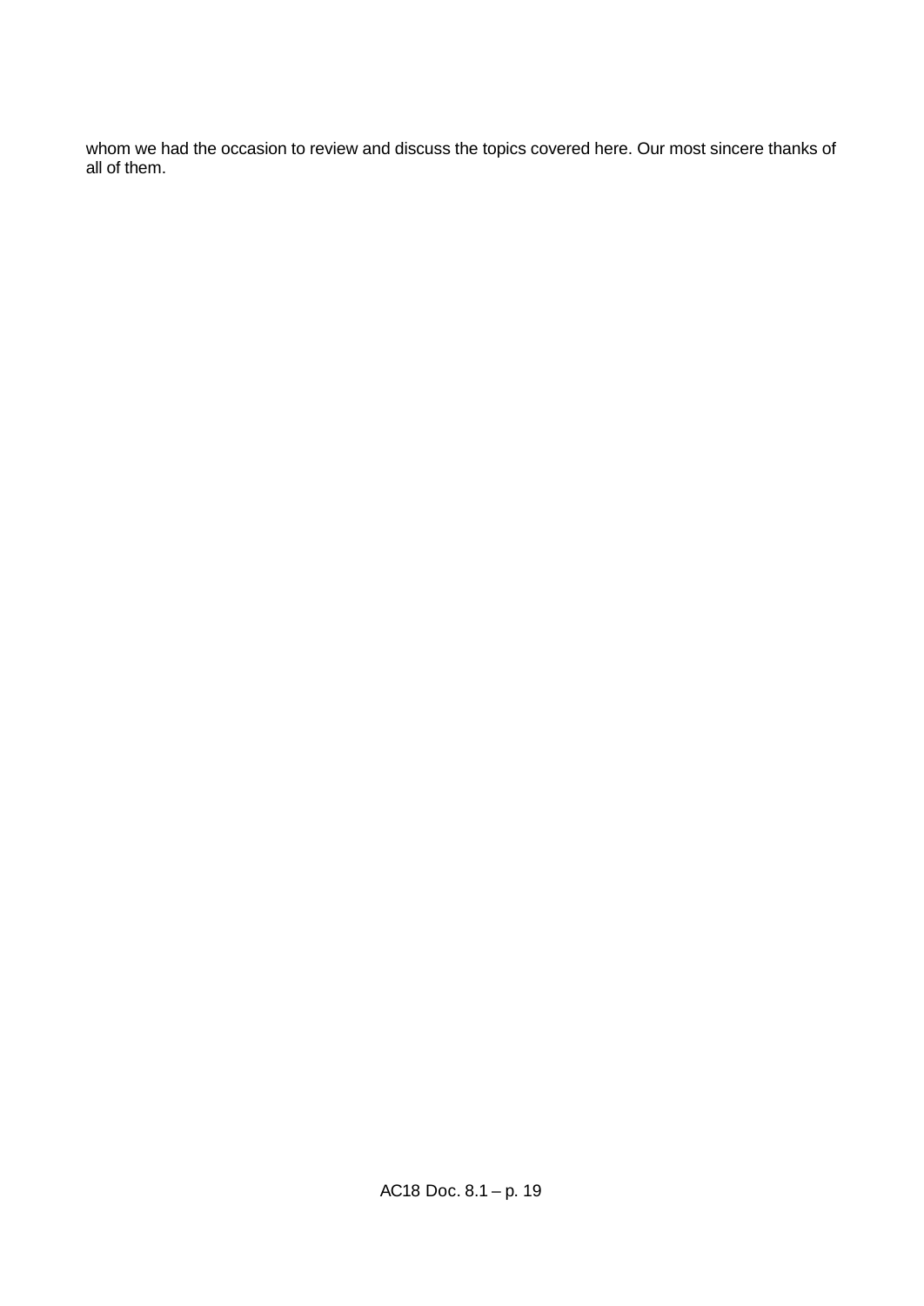whom we had the occasion to review and discuss the topics covered here. Our most sincere thanks of all of them.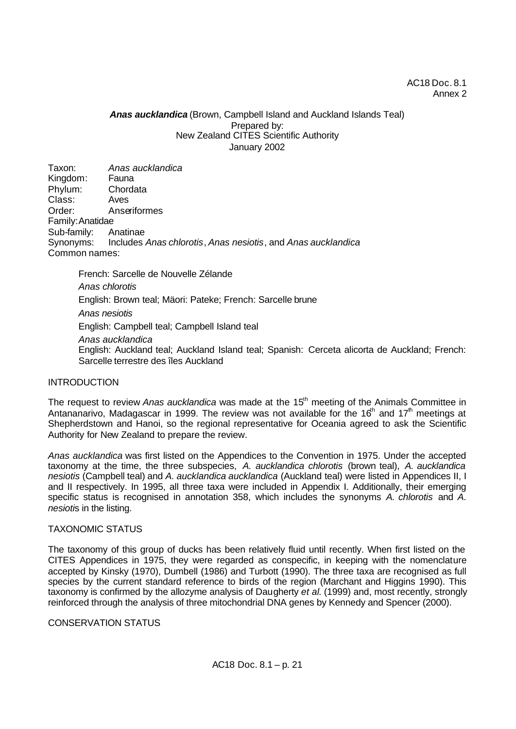AC18 Doc. 8.1
Annex 2

***Anas aucklandica*** (Brown, Campbell Island and Auckland Islands Teal)
Prepared by:
New Zealand CITES Scientific Authority
January 2002

Taxon: *Anas aucklandica*
Kingdom: Fauna
Phylum: Chordata
Class: Aves
Order: Anseriformes
Family: Anatidae
Sub-family: Anatinae
Synonyms: Includes *Anas chlorotis*, *Anas nesiotis*, and *Anas aucklandica*
Common names:

French: Sarcelle de Nouvelle Zélande

*Anas chlorotis*

English: Brown teal; Mäori: Pateke; French: Sarcelle brune

*Anas nesiotis*

English: Campbell teal; Campbell Island teal

*Anas aucklandica*

English: Auckland teal; Auckland Island teal; Spanish: Cerceta alicorta de Auckland; French: Sarcelle terrestre des îles Auckland

## INTRODUCTION

The request to review *Anas aucklandica* was made at the 15th meeting of the Animals Committee in Antananarivo, Madagascar in 1999. The review was not available for the 16th and 17th meetings at Shepherdstown and Hanoi, so the regional representative for Oceania agreed to ask the Scientific Authority for New Zealand to prepare the review.

*Anas aucklandica* was first listed on the Appendices to the Convention in 1975. Under the accepted taxonomy at the time, the three subspecies, *A. aucklandica chlorotis* (brown teal), *A. aucklandica nesiotis* (Campbell teal) and *A. aucklandica aucklandica* (Auckland teal) were listed in Appendices II, I and II respectively. In 1995, all three taxa were included in Appendix I. Additionally, their emerging specific status is recognised in annotation 358, which includes the synonyms *A. chlorotis* and *A. nesiotis* in the listing.

## TAXONOMIC STATUS

The taxonomy of this group of ducks has been relatively fluid until recently. When first listed on the CITES Appendices in 1975, they were regarded as conspecific, in keeping with the nomenclature accepted by Kinsky (1970), Dumbell (1986) and Turbott (1990). The three taxa are recognised as full species by the current standard reference to birds of the region (Marchant and Higgins 1990). This taxonomy is confirmed by the allozyme analysis of Daugherty *et al.* (1999) and, most recently, strongly reinforced through the analysis of three mitochondrial DNA genes by Kennedy and Spencer (2000).

## CONSERVATION STATUS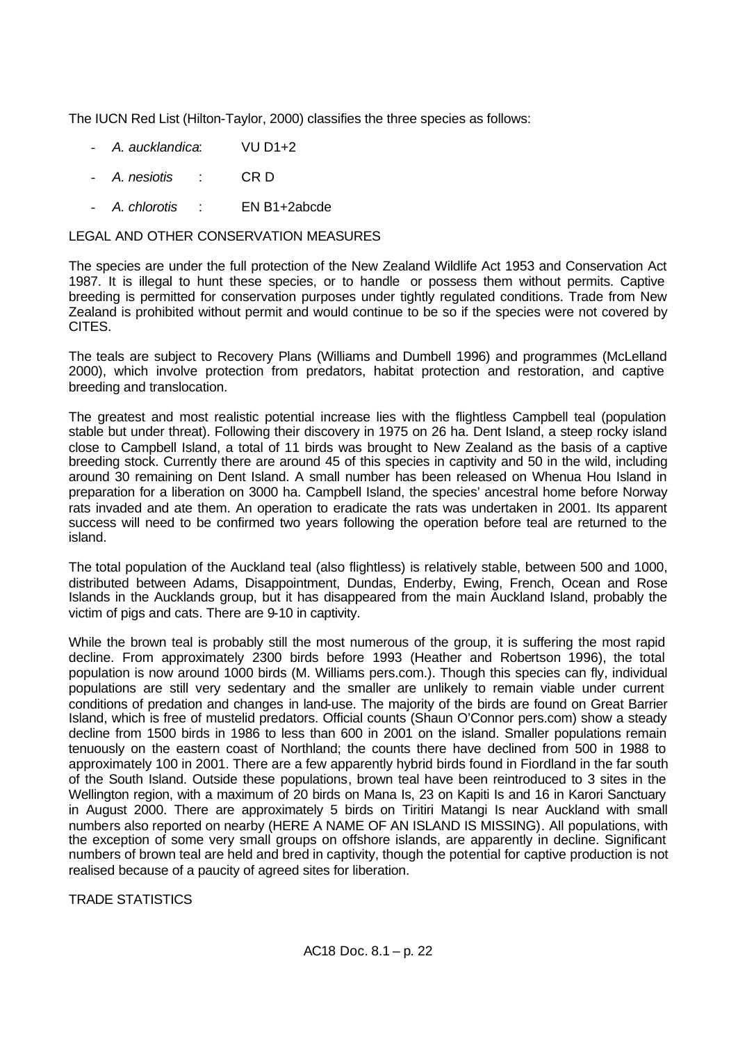The IUCN Red List (Hilton-Taylor, 2000) classifies the three species as follows:

- *A. aucklandica*: VU D1+2
- *A. nesiotis* : CR D
- *A. chlorotis* : EN B1+2abcde

LEGAL AND OTHER CONSERVATION MEASURES

The species are under the full protection of the New Zealand Wildlife Act 1953 and Conservation Act 1987. It is illegal to hunt these species, or to handle or possess them without permits. Captive breeding is permitted for conservation purposes under tightly regulated conditions. Trade from New Zealand is prohibited without permit and would continue to be so if the species were not covered by CITES.

The teals are subject to Recovery Plans (Williams and Dumbell 1996) and programmes (McLelland 2000), which involve protection from predators, habitat protection and restoration, and captive breeding and translocation.

The greatest and most realistic potential increase lies with the flightless Campbell teal (population stable but under threat). Following their discovery in 1975 on 26 ha. Dent Island, a steep rocky island close to Campbell Island, a total of 11 birds was brought to New Zealand as the basis of a captive breeding stock. Currently there are around 45 of this species in captivity and 50 in the wild, including around 30 remaining on Dent Island. A small number has been released on Whenua Hou Island in preparation for a liberation on 3000 ha. Campbell Island, the species' ancestral home before Norway rats invaded and ate them. An operation to eradicate the rats was undertaken in 2001. Its apparent success will need to be confirmed two years following the operation before teal are returned to the island.

The total population of the Auckland teal (also flightless) is relatively stable, between 500 and 1000, distributed between Adams, Disappointment, Dundas, Enderby, Ewing, French, Ocean and Rose Islands in the Aucklands group, but it has disappeared from the main Auckland Island, probably the victim of pigs and cats. There are 9-10 in captivity.

While the brown teal is probably still the most numerous of the group, it is suffering the most rapid decline. From approximately 2300 birds before 1993 (Heather and Robertson 1996), the total population is now around 1000 birds (M. Williams pers.com.). Though this species can fly, individual populations are still very sedentary and the smaller are unlikely to remain viable under current conditions of predation and changes in land-use. The majority of the birds are found on Great Barrier Island, which is free of mustelid predators. Official counts (Shaun O'Connor pers.com) show a steady decline from 1500 birds in 1986 to less than 600 in 2001 on the island. Smaller populations remain tenuously on the eastern coast of Northland; the counts there have declined from 500 in 1988 to approximately 100 in 2001. There are a few apparently hybrid birds found in Fiordland in the far south of the South Island. Outside these populations, brown teal have been reintroduced to 3 sites in the Wellington region, with a maximum of 20 birds on Mana Is, 23 on Kapiti Is and 16 in Karori Sanctuary in August 2000. There are approximately 5 birds on Tiritiri Matangi Is near Auckland with small numbers also reported on nearby (HERE A NAME OF AN ISLAND IS MISSING). All populations, with the exception of some very small groups on offshore islands, are apparently in decline. Significant numbers of brown teal are held and bred in captivity, though the potential for captive production is not realised because of a paucity of agreed sites for liberation.

TRADE STATISTICS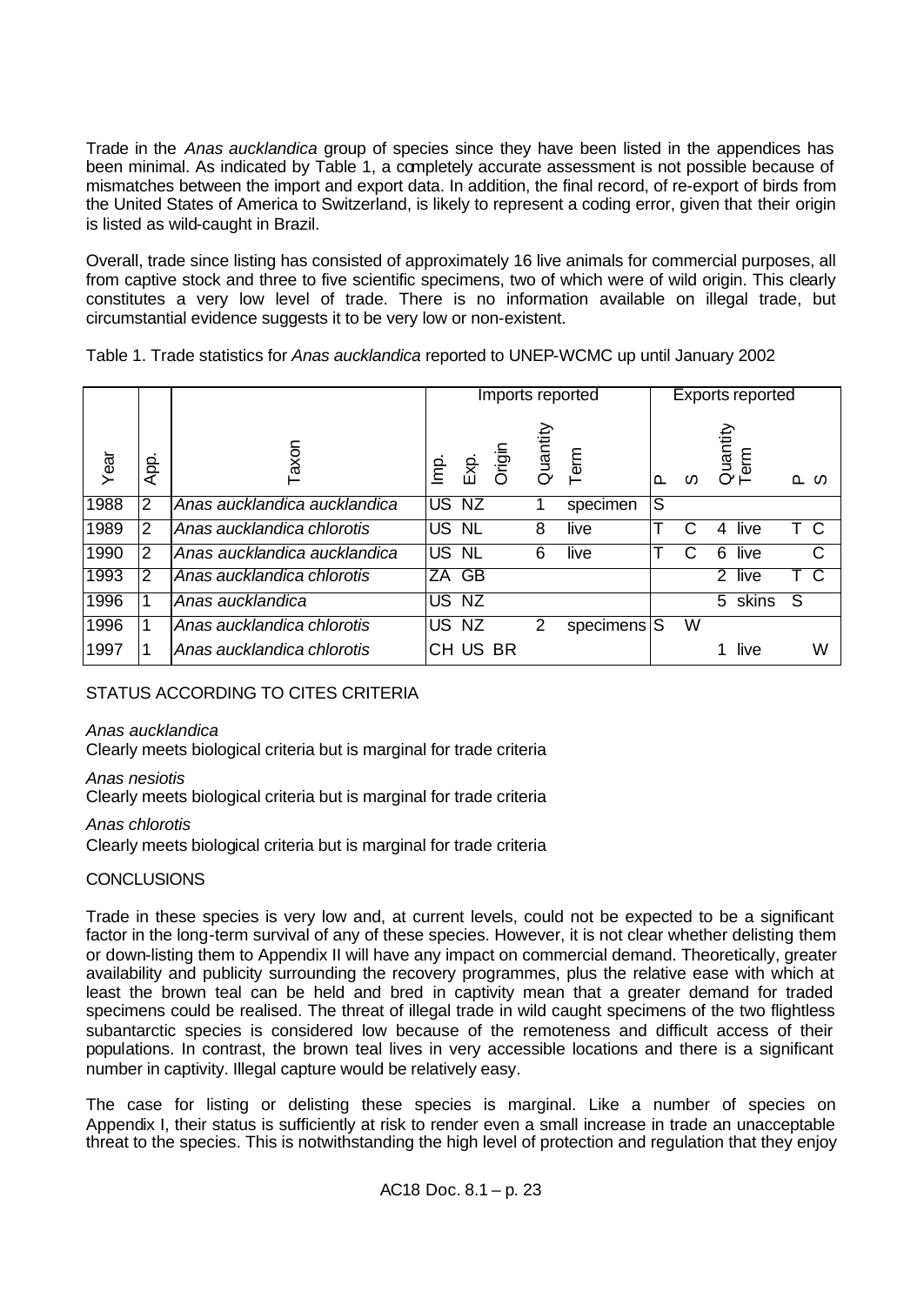Trade in the *Anas aucklandica* group of species since they have been listed in the appendices has been minimal. As indicated by Table 1, a completely accurate assessment is not possible because of mismatches between the import and export data. In addition, the final record, of re-export of birds from the United States of America to Switzerland, is likely to represent a coding error, given that their origin is listed as wild-caught in Brazil.

Overall, trade since listing has consisted of approximately 16 live animals for commercial purposes, all from captive stock and three to five scientific specimens, two of which were of wild origin. This clearly constitutes a very low level of trade. There is no information available on illegal trade, but circumstantial evidence suggests it to be very low or non-existent.

Table 1. Trade statistics for *Anas aucklandica* reported to UNEP-WCMC up until January 2002

| | | | Imports reported | | | | | Exports reported | | | | | |
|---|---|---|---|---|---|---|---|---|---|---|---|---|---|
| Year | App. | Taxon | Imp. | Exp. | Origin | Quantity | Term | P | S | Quantity | Term | P | S |
| 1988 | 2 | *Anas aucklandica aucklandica* | US | NZ | | 1 | specimen | S | | | | | |
| 1989 | 2 | *Anas aucklandica chlorotis* | US | NL | | 8 | live | T | C | 4 | live | T | C |
| 1990 | 2 | *Anas aucklandica aucklandica* | US | NL | | 6 | live | T | C | 6 | live | | C |
| 1993 | 2 | *Anas aucklandica chlorotis* | ZA | GB | | | | | | 2 | live | T | C |
| 1996 | 1 | *Anas aucklandica* | US | NZ | | | | | | 5 | skins | S | |
| 1996 | 1 | *Anas aucklandica chlorotis* | US | NZ | | 2 | specimens | S | W | | | | |
| 1997 | 1 | *Anas aucklandica chlorotis* | CH | US | BR | | | | | 1 | live | | W |

STATUS ACCORDING TO CITES CRITERIA

*Anas aucklandica*
Clearly meets biological criteria but is marginal for trade criteria

*Anas nesiotis*
Clearly meets biological criteria but is marginal for trade criteria

*Anas chlorotis*
Clearly meets biological criteria but is marginal for trade criteria

CONCLUSIONS

Trade in these species is very low and, at current levels, could not be expected to be a significant factor in the long-term survival of any of these species. However, it is not clear whether delisting them or down-listing them to Appendix II will have any impact on commercial demand. Theoretically, greater availability and publicity surrounding the recovery programmes, plus the relative ease with which at least the brown teal can be held and bred in captivity mean that a greater demand for traded specimens could be realised. The threat of illegal trade in wild caught specimens of the two flightless subantarctic species is considered low because of the remoteness and difficult access of their populations. In contrast, the brown teal lives in very accessible locations and there is a significant number in captivity. Illegal capture would be relatively easy.

The case for listing or delisting these species is marginal. Like a number of species on Appendix I, their status is sufficiently at risk to render even a small increase in trade an unacceptable threat to the species. This is notwithstanding the high level of protection and regulation that they enjoy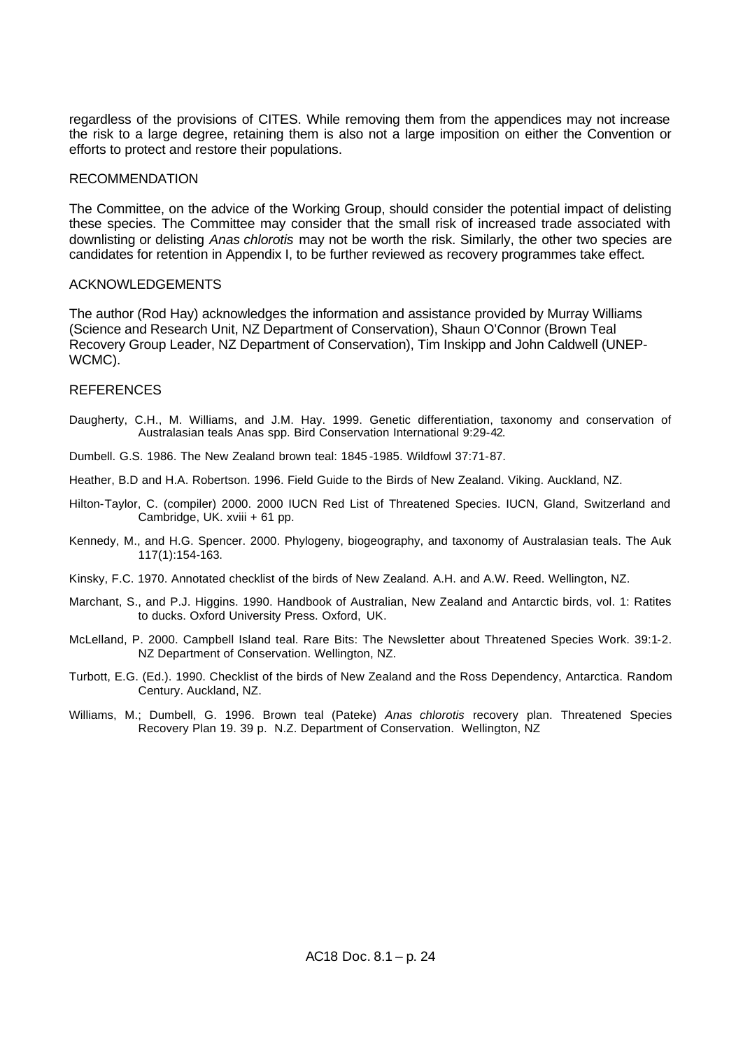regardless of the provisions of CITES. While removing them from the appendices may not increase the risk to a large degree, retaining them is also not a large imposition on either the Convention or efforts to protect and restore their populations.

## RECOMMENDATION

The Committee, on the advice of the Working Group, should consider the potential impact of delisting these species. The Committee may consider that the small risk of increased trade associated with downlisting or delisting *Anas chlorotis* may not be worth the risk. Similarly, the other two species are candidates for retention in Appendix I, to be further reviewed as recovery programmes take effect.

## ACKNOWLEDGEMENTS

The author (Rod Hay) acknowledges the information and assistance provided by Murray Williams (Science and Research Unit, NZ Department of Conservation), Shaun O'Connor (Brown Teal Recovery Group Leader, NZ Department of Conservation), Tim Inskipp and John Caldwell (UNEP-WCMC).

## REFERENCES

Daugherty, C.H., M. Williams, and J.M. Hay. 1999. Genetic differentiation, taxonomy and conservation of Australasian teals Anas spp. Bird Conservation International 9:29-42.

Dumbell. G.S. 1986. The New Zealand brown teal: 1845-1985. Wildfowl 37:71-87.

Heather, B.D and H.A. Robertson. 1996. Field Guide to the Birds of New Zealand. Viking. Auckland, NZ.

Hilton-Taylor, C. (compiler) 2000. 2000 IUCN Red List of Threatened Species. IUCN, Gland, Switzerland and Cambridge, UK. xviii + 61 pp.

Kennedy, M., and H.G. Spencer. 2000. Phylogeny, biogeography, and taxonomy of Australasian teals. The Auk 117(1):154-163.

Kinsky, F.C. 1970. Annotated checklist of the birds of New Zealand. A.H. and A.W. Reed. Wellington, NZ.

Marchant, S., and P.J. Higgins. 1990. Handbook of Australian, New Zealand and Antarctic birds, vol. 1: Ratites to ducks. Oxford University Press. Oxford, UK.

McLelland, P. 2000. Campbell Island teal. Rare Bits: The Newsletter about Threatened Species Work. 39:1-2. NZ Department of Conservation. Wellington, NZ.

Turbott, E.G. (Ed.). 1990. Checklist of the birds of New Zealand and the Ross Dependency, Antarctica. Random Century. Auckland, NZ.

Williams, M.; Dumbell, G. 1996. Brown teal (Pateke) *Anas chlorotis* recovery plan. Threatened Species Recovery Plan 19. 39 p. N.Z. Department of Conservation. Wellington, NZ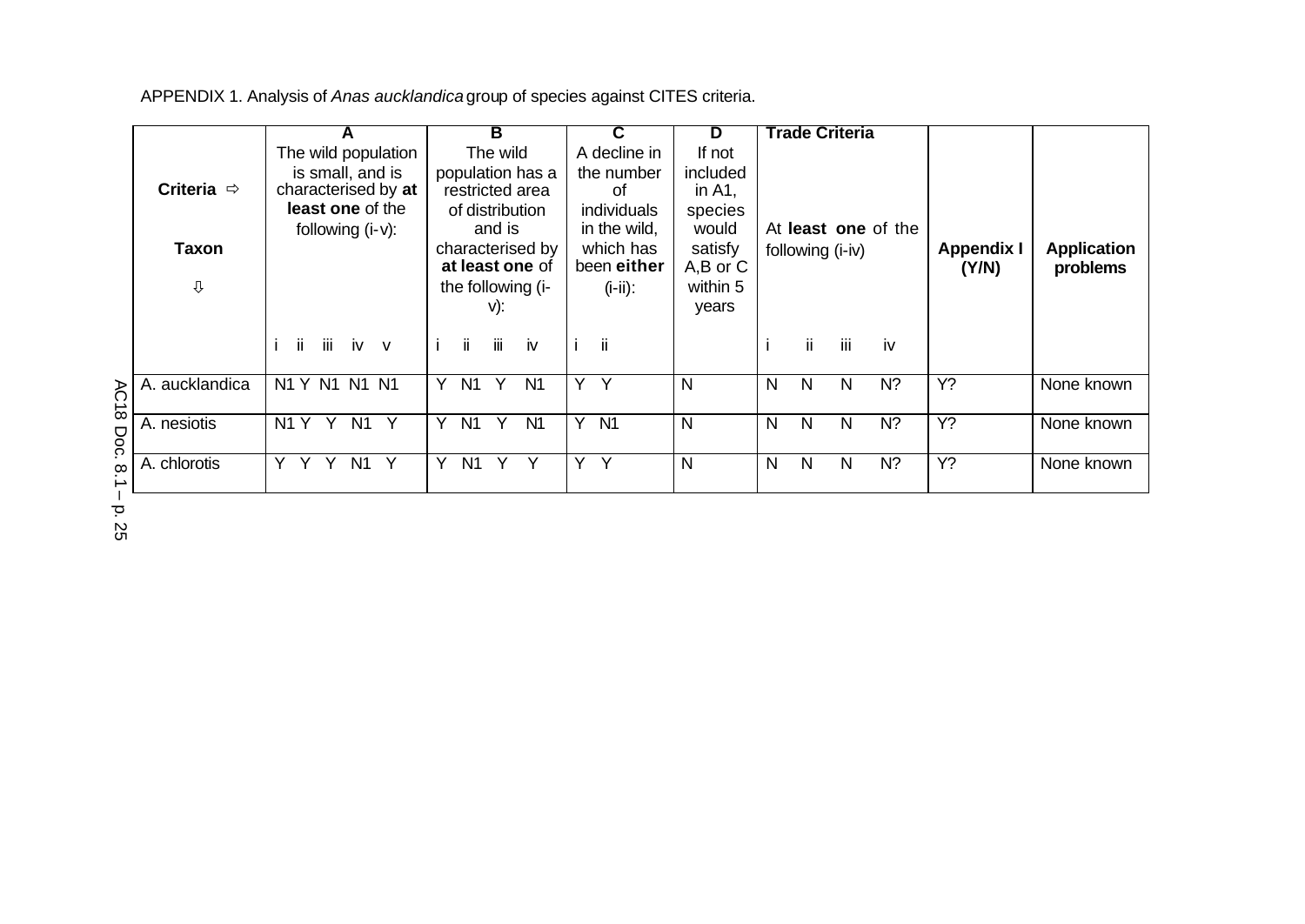APPENDIX 1. Analysis of *Anas aucklandica* group of species against CITES criteria.

| Criteria ⇨ Taxon ⇩ | A The wild population is small, and is characterised by **at least one** of the following (i-v): | | | | | B The wild population has a restricted area of distribution and is characterised by **at least one** of the following (i-v): | | | | C A decline in the number of individuals in the wild, which has been **either** (i-ii): | | D If not included in A1, species would satisfy A,B or C within 5 years | **Trade Criteria** At **least one** of the following (i-iv) | | | | **Appendix I (Y/N)** | **Application problems** |
|---|---|---|---|---|---|---|---|---|---|---|---|---|---|---|---|---|---|---|
| | i | ii | iii | iv | v | i | ii | iii | iv | i | ii | | i | ii | iii | iv | | |
| A. aucklandica | N1 | Y | N1 | N1 | N1 | Y | N1 | Y | N1 | Y | Y | N | N | N | N | N? | Y? | None known |
| A. nesiotis | N1 | Y | Y | N1 | Y | Y | N1 | Y | N1 | Y | N1 | N | N | N | N | N? | Y? | None known |
| A. chlorotis | Y | Y | Y | N1 | Y | Y | N1 | Y | Y | Y | Y | N | N | N | N | N? | Y? | None known |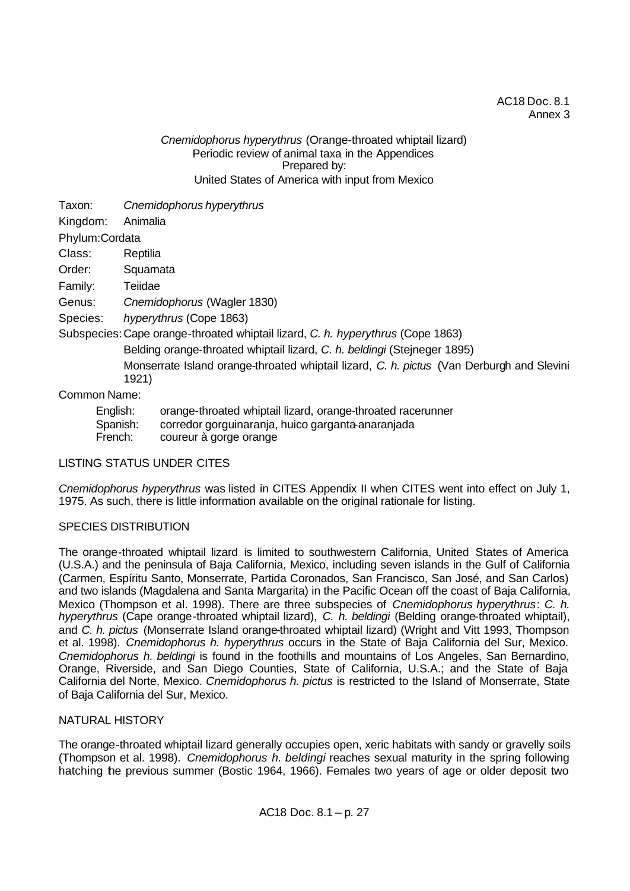AC18 Doc. 8.1
Annex 3

*Cnemidophorus hyperythrus* (Orange-throated whiptail lizard)
Periodic review of animal taxa in the Appendices
Prepared by:
United States of America with input from Mexico

Taxon: *Cnemidophorus hyperythrus*

Kingdom: Animalia

Phylum: Cordata

Class: Reptilia

Order: Squamata

Family: Teiidae

Genus: *Cnemidophorus* (Wagler 1830)

Species: *hyperythrus* (Cope 1863)

Subspecies: Cape orange-throated whiptail lizard, *C. h. hyperythrus* (Cope 1863)
Belding orange-throated whiptail lizard, *C. h. beldingi* (Stejneger 1895)
Monserrate Island orange-throated whiptail lizard, *C. h. pictus* (Van Derburgh and Slevini 1921)

Common Name:

English: orange-throated whiptail lizard, orange-throated racerunner
Spanish: corredor gorguinaranja, huico garganta-anaranjada
French: coureur à gorge orange

## LISTING STATUS UNDER CITES

*Cnemidophorus hyperythrus* was listed in CITES Appendix II when CITES went into effect on July 1, 1975. As such, there is little information available on the original rationale for listing.

## SPECIES DISTRIBUTION

The orange-throated whiptail lizard is limited to southwestern California, United States of America (U.S.A.) and the peninsula of Baja California, Mexico, including seven islands in the Gulf of California (Carmen, Espíritu Santo, Monserrate, Partida Coronados, San Francisco, San José, and San Carlos) and two islands (Magdalena and Santa Margarita) in the Pacific Ocean off the coast of Baja California, Mexico (Thompson et al. 1998). There are three subspecies of *Cnemidophorus hyperythrus*: *C. h. hyperythrus* (Cape orange-throated whiptail lizard), *C. h. beldingi* (Belding orange-throated whiptail), and *C. h. pictus* (Monserrate Island orange-throated whiptail lizard) (Wright and Vitt 1993, Thompson et al. 1998). *Cnemidophorus h. hyperythrus* occurs in the State of Baja California del Sur, Mexico. *Cnemidophorus h. beldingi* is found in the foothills and mountains of Los Angeles, San Bernardino, Orange, Riverside, and San Diego Counties, State of California, U.S.A.; and the State of Baja California del Norte, Mexico. *Cnemidophorus h. pictus* is restricted to the Island of Monserrate, State of Baja California del Sur, Mexico.

## NATURAL HISTORY

The orange-throated whiptail lizard generally occupies open, xeric habitats with sandy or gravelly soils (Thompson et al. 1998). *Cnemidophorus h. beldingi* reaches sexual maturity in the spring following hatching the previous summer (Bostic 1964, 1966). Females two years of age or older deposit two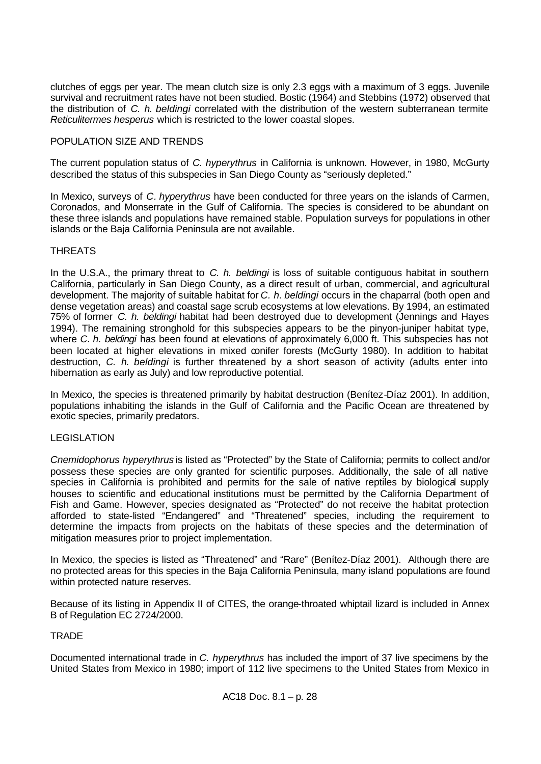clutches of eggs per year. The mean clutch size is only 2.3 eggs with a maximum of 3 eggs. Juvenile survival and recruitment rates have not been studied. Bostic (1964) and Stebbins (1972) observed that the distribution of *C. h. beldingi* correlated with the distribution of the western subterranean termite *Reticulitermes hesperus* which is restricted to the lower coastal slopes.

## POPULATION SIZE AND TRENDS

The current population status of *C. hyperythrus* in California is unknown. However, in 1980, McGurty described the status of this subspecies in San Diego County as "seriously depleted."

In Mexico, surveys of *C. hyperythrus* have been conducted for three years on the islands of Carmen, Coronados, and Monserrate in the Gulf of California. The species is considered to be abundant on these three islands and populations have remained stable. Population surveys for populations in other islands or the Baja California Peninsula are not available.

## THREATS

In the U.S.A., the primary threat to *C. h. beldingi* is loss of suitable contiguous habitat in southern California, particularly in San Diego County, as a direct result of urban, commercial, and agricultural development. The majority of suitable habitat for *C. h. beldingi* occurs in the chaparral (both open and dense vegetation areas) and coastal sage scrub ecosystems at low elevations. By 1994, an estimated 75% of former *C. h. beldingi* habitat had been destroyed due to development (Jennings and Hayes 1994). The remaining stronghold for this subspecies appears to be the pinyon-juniper habitat type, where *C. h. beldingi* has been found at elevations of approximately 6,000 ft. This subspecies has not been located at higher elevations in mixed conifer forests (McGurty 1980). In addition to habitat destruction, *C. h. beldingi* is further threatened by a short season of activity (adults enter into hibernation as early as July) and low reproductive potential.

In Mexico, the species is threatened primarily by habitat destruction (Benítez-Díaz 2001). In addition, populations inhabiting the islands in the Gulf of California and the Pacific Ocean are threatened by exotic species, primarily predators.

## LEGISLATION

*Cnemidophorus hyperythrus* is listed as "Protected" by the State of California; permits to collect and/or possess these species are only granted for scientific purposes. Additionally, the sale of all native species in California is prohibited and permits for the sale of native reptiles by biological supply houses to scientific and educational institutions must be permitted by the California Department of Fish and Game. However, species designated as "Protected" do not receive the habitat protection afforded to state-listed "Endangered" and "Threatened" species, including the requirement to determine the impacts from projects on the habitats of these species and the determination of mitigation measures prior to project implementation.

In Mexico, the species is listed as "Threatened" and "Rare" (Benítez-Díaz 2001). Although there are no protected areas for this species in the Baja California Peninsula, many island populations are found within protected nature reserves.

Because of its listing in Appendix II of CITES, the orange-throated whiptail lizard is included in Annex B of Regulation EC 2724/2000.

## TRADE

Documented international trade in *C. hyperythrus* has included the import of 37 live specimens by the United States from Mexico in 1980; import of 112 live specimens to the United States from Mexico in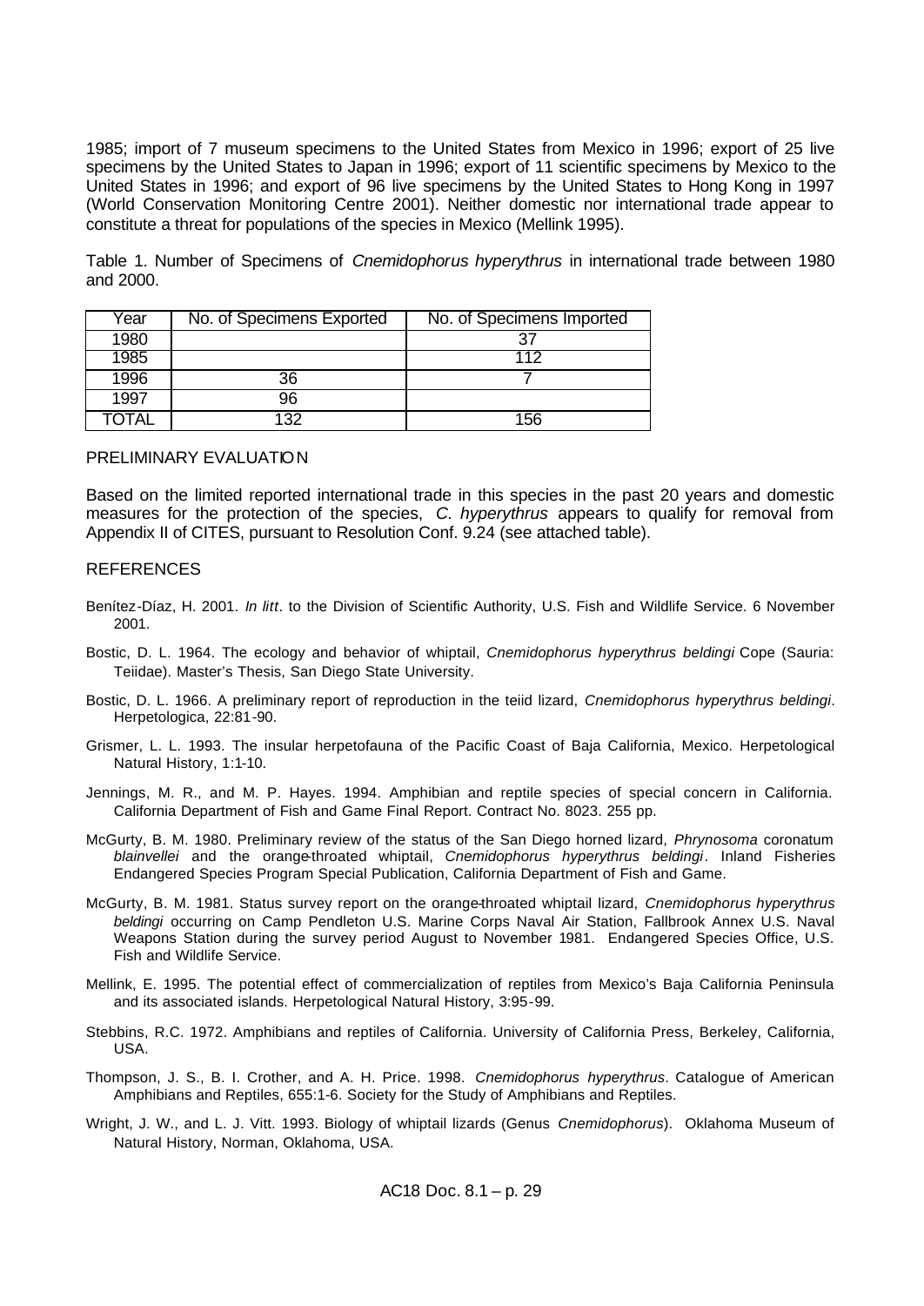1985; import of 7 museum specimens to the United States from Mexico in 1996; export of 25 live specimens by the United States to Japan in 1996; export of 11 scientific specimens by Mexico to the United States in 1996; and export of 96 live specimens by the United States to Hong Kong in 1997 (World Conservation Monitoring Centre 2001). Neither domestic nor international trade appear to constitute a threat for populations of the species in Mexico (Mellink 1995).

Table 1. Number of Specimens of *Cnemidophorus hyperythrus* in international trade between 1980 and 2000.

| Year | No. of Specimens Exported | No. of Specimens Imported |
|---|---|---|
| 1980 | | 37 |
| 1985 | | 112 |
| 1996 | 36 | 7 |
| 1997 | 96 | |
| TOTAL | 132 | 156 |

PRELIMINARY EVALUATION

Based on the limited reported international trade in this species in the past 20 years and domestic measures for the protection of the species, *C. hyperythrus* appears to qualify for removal from Appendix II of CITES, pursuant to Resolution Conf. 9.24 (see attached table).

REFERENCES

Benítez-Díaz, H. 2001. *In litt*. to the Division of Scientific Authority, U.S. Fish and Wildlife Service. 6 November 2001.

Bostic, D. L. 1964. The ecology and behavior of whiptail, *Cnemidophorus hyperythrus beldingi* Cope (Sauria: Teiidae). Master's Thesis, San Diego State University.

Bostic, D. L. 1966. A preliminary report of reproduction in the teiid lizard, *Cnemidophorus hyperythrus beldingi*. Herpetologica, 22:81-90.

Grismer, L. L. 1993. The insular herpetofauna of the Pacific Coast of Baja California, Mexico. Herpetological Natural History, 1:1-10.

Jennings, M. R., and M. P. Hayes. 1994. Amphibian and reptile species of special concern in California. California Department of Fish and Game Final Report. Contract No. 8023. 255 pp.

McGurty, B. M. 1980. Preliminary review of the status of the San Diego horned lizard, *Phrynosoma* coronatum *blainvellei* and the orange-throated whiptail, *Cnemidophorus hyperythrus beldingi*. Inland Fisheries Endangered Species Program Special Publication, California Department of Fish and Game.

McGurty, B. M. 1981. Status survey report on the orange-throated whiptail lizard, *Cnemidophorus hyperythrus beldingi* occurring on Camp Pendleton U.S. Marine Corps Naval Air Station, Fallbrook Annex U.S. Naval Weapons Station during the survey period August to November 1981. Endangered Species Office, U.S. Fish and Wildlife Service.

Mellink, E. 1995. The potential effect of commercialization of reptiles from Mexico's Baja California Peninsula and its associated islands. Herpetological Natural History, 3:95-99.

Stebbins, R.C. 1972. Amphibians and reptiles of California. University of California Press, Berkeley, California, USA.

Thompson, J. S., B. I. Crother, and A. H. Price. 1998. *Cnemidophorus hyperythrus*. Catalogue of American Amphibians and Reptiles, 655:1-6. Society for the Study of Amphibians and Reptiles.

Wright, J. W., and L. J. Vitt. 1993. Biology of whiptail lizards (Genus *Cnemidophorus*). Oklahoma Museum of Natural History, Norman, Oklahoma, USA.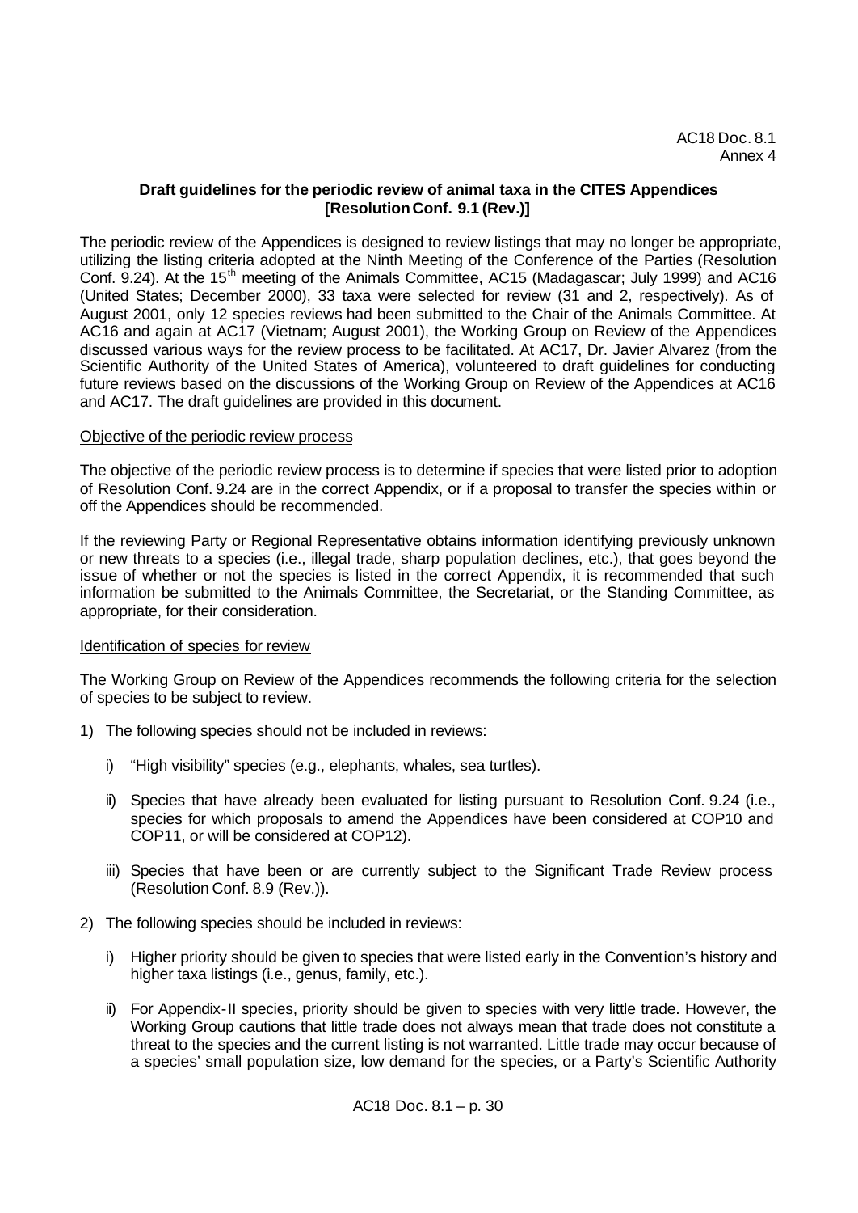AC18 Doc. 8.1
Annex 4

**Draft guidelines for the periodic review of animal taxa in the CITES Appendices [Resolution Conf. 9.1 (Rev.)]**

The periodic review of the Appendices is designed to review listings that may no longer be appropriate, utilizing the listing criteria adopted at the Ninth Meeting of the Conference of the Parties (Resolution Conf. 9.24). At the 15th meeting of the Animals Committee, AC15 (Madagascar; July 1999) and AC16 (United States; December 2000), 33 taxa were selected for review (31 and 2, respectively). As of August 2001, only 12 species reviews had been submitted to the Chair of the Animals Committee. At AC16 and again at AC17 (Vietnam; August 2001), the Working Group on Review of the Appendices discussed various ways for the review process to be facilitated. At AC17, Dr. Javier Alvarez (from the Scientific Authority of the United States of America), volunteered to draft guidelines for conducting future reviews based on the discussions of the Working Group on Review of the Appendices at AC16 and AC17. The draft guidelines are provided in this document.

Objective of the periodic review process

The objective of the periodic review process is to determine if species that were listed prior to adoption of Resolution Conf. 9.24 are in the correct Appendix, or if a proposal to transfer the species within or off the Appendices should be recommended.

If the reviewing Party or Regional Representative obtains information identifying previously unknown or new threats to a species (i.e., illegal trade, sharp population declines, etc.), that goes beyond the issue of whether or not the species is listed in the correct Appendix, it is recommended that such information be submitted to the Animals Committee, the Secretariat, or the Standing Committee, as appropriate, for their consideration.

Identification of species for review

The Working Group on Review of the Appendices recommends the following criteria for the selection of species to be subject to review.

1) The following species should not be included in reviews:

   i) "High visibility" species (e.g., elephants, whales, sea turtles).

   ii) Species that have already been evaluated for listing pursuant to Resolution Conf. 9.24 (i.e., species for which proposals to amend the Appendices have been considered at COP10 and COP11, or will be considered at COP12).

   iii) Species that have been or are currently subject to the Significant Trade Review process (Resolution Conf. 8.9 (Rev.)).

2) The following species should be included in reviews:

   i) Higher priority should be given to species that were listed early in the Convention's history and higher taxa listings (i.e., genus, family, etc.).

   ii) For Appendix-II species, priority should be given to species with very little trade. However, the Working Group cautions that little trade does not always mean that trade does not constitute a threat to the species and the current listing is not warranted. Little trade may occur because of a species' small population size, low demand for the species, or a Party's Scientific Authority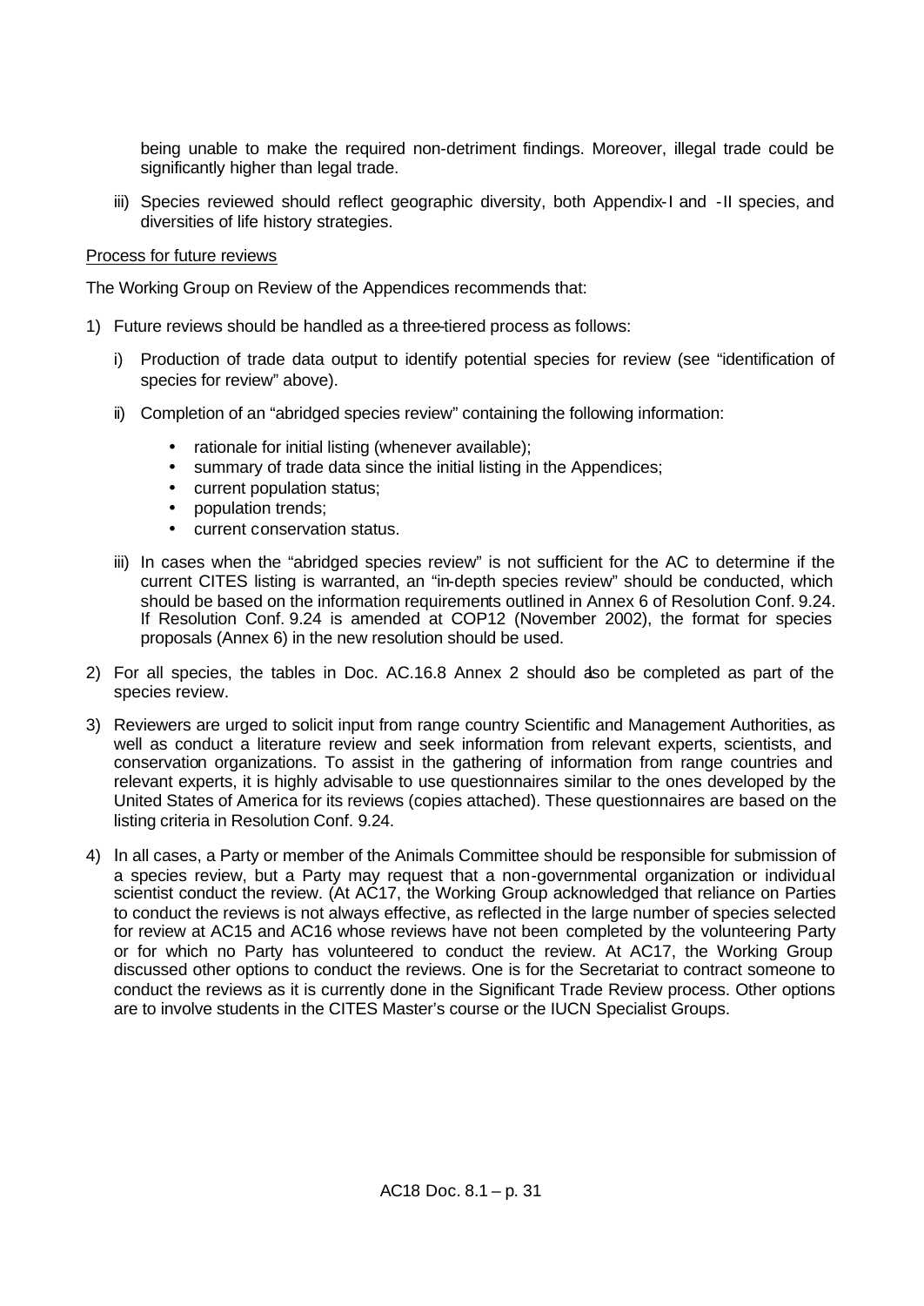being unable to make the required non-detriment findings. Moreover, illegal trade could be significantly higher than legal trade.

iii) Species reviewed should reflect geographic diversity, both Appendix-I and -II species, and diversities of life history strategies.

Process for future reviews

The Working Group on Review of the Appendices recommends that:

1) Future reviews should be handled as a three-tiered process as follows:

   i) Production of trade data output to identify potential species for review (see "identification of species for review" above).

   ii) Completion of an "abridged species review" containing the following information:

      - rationale for initial listing (whenever available);
      - summary of trade data since the initial listing in the Appendices;
      - current population status;
      - population trends;
      - current conservation status.

   iii) In cases when the "abridged species review" is not sufficient for the AC to determine if the current CITES listing is warranted, an "in-depth species review" should be conducted, which should be based on the information requirements outlined in Annex 6 of Resolution Conf. 9.24. If Resolution Conf. 9.24 is amended at COP12 (November 2002), the format for species proposals (Annex 6) in the new resolution should be used.

2) For all species, the tables in Doc. AC.16.8 Annex 2 should also be completed as part of the species review.

3) Reviewers are urged to solicit input from range country Scientific and Management Authorities, as well as conduct a literature review and seek information from relevant experts, scientists, and conservation organizations. To assist in the gathering of information from range countries and relevant experts, it is highly advisable to use questionnaires similar to the ones developed by the United States of America for its reviews (copies attached). These questionnaires are based on the listing criteria in Resolution Conf. 9.24.

4) In all cases, a Party or member of the Animals Committee should be responsible for submission of a species review, but a Party may request that a non-governmental organization or individual scientist conduct the review. (At AC17, the Working Group acknowledged that reliance on Parties to conduct the reviews is not always effective, as reflected in the large number of species selected for review at AC15 and AC16 whose reviews have not been completed by the volunteering Party or for which no Party has volunteered to conduct the review. At AC17, the Working Group discussed other options to conduct the reviews. One is for the Secretariat to contract someone to conduct the reviews as it is currently done in the Significant Trade Review process. Other options are to involve students in the CITES Master's course or the IUCN Specialist Groups.